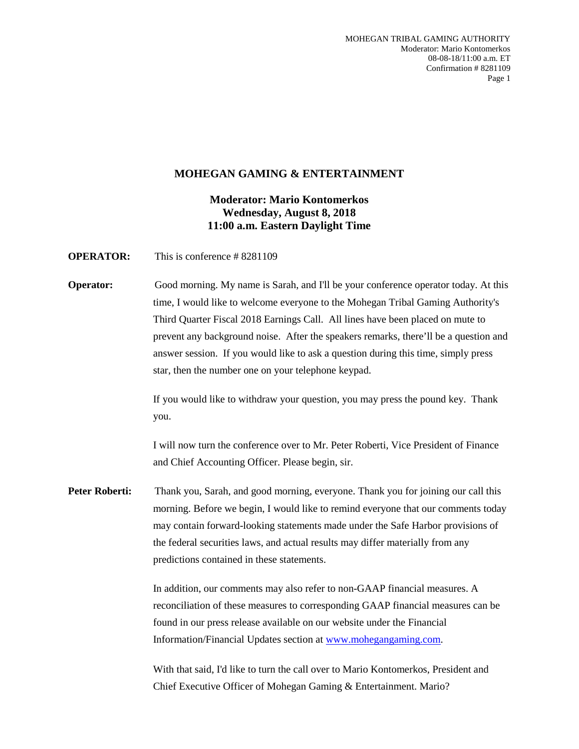# MOHEGAN GAMING & ENTERTAINMENT

**Moderator: Mario Kontomerkos**
**Wednesday, August 8, 2018**
**11:00 a.m. Eastern Daylight Time**

**OPERATOR:** This is conference # 8281109

**Operator:** Good morning. My name is Sarah, and I'll be your conference operator today. At this time, I would like to welcome everyone to the Mohegan Tribal Gaming Authority's Third Quarter Fiscal 2018 Earnings Call. All lines have been placed on mute to prevent any background noise. After the speakers remarks, there'll be a question and answer session. If you would like to ask a question during this time, simply press star, then the number one on your telephone keypad.

If you would like to withdraw your question, you may press the pound key. Thank you.

I will now turn the conference over to Mr. Peter Roberti, Vice President of Finance and Chief Accounting Officer. Please begin, sir.

**Peter Roberti:** Thank you, Sarah, and good morning, everyone. Thank you for joining our call this morning. Before we begin, I would like to remind everyone that our comments today may contain forward-looking statements made under the Safe Harbor provisions of the federal securities laws, and actual results may differ materially from any predictions contained in these statements.

In addition, our comments may also refer to non-GAAP financial measures. A reconciliation of these measures to corresponding GAAP financial measures can be found in our press release available on our website under the Financial Information/Financial Updates section at www.mohegangaming.com.

With that said, I'd like to turn the call over to Mario Kontomerkos, President and Chief Executive Officer of Mohegan Gaming & Entertainment. Mario?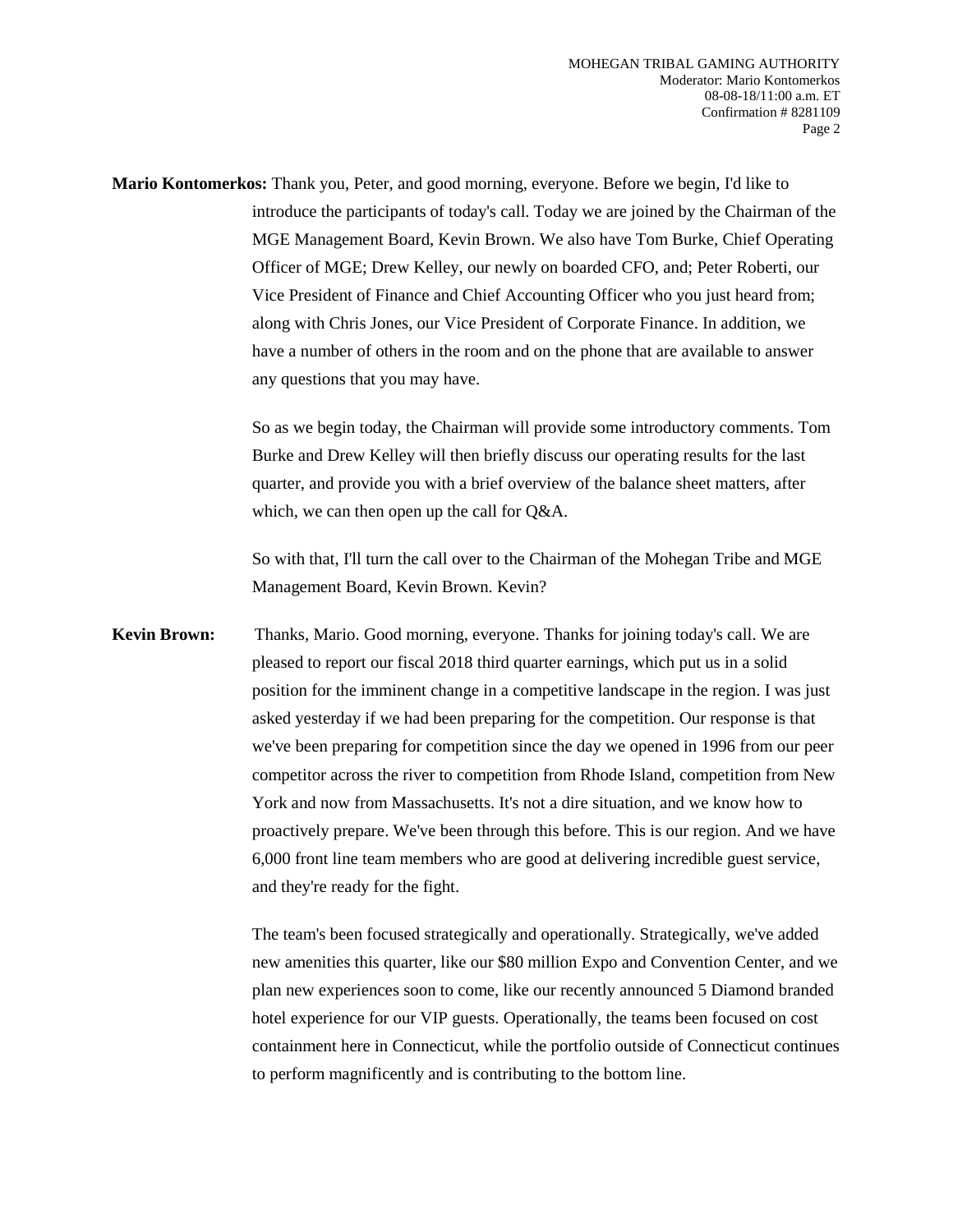**Mario Kontomerkos:** Thank you, Peter, and good morning, everyone. Before we begin, I'd like to introduce the participants of today's call. Today we are joined by the Chairman of the MGE Management Board, Kevin Brown. We also have Tom Burke, Chief Operating Officer of MGE; Drew Kelley, our newly on boarded CFO, and; Peter Roberti, our Vice President of Finance and Chief Accounting Officer who you just heard from; along with Chris Jones, our Vice President of Corporate Finance. In addition, we have a number of others in the room and on the phone that are available to answer any questions that you may have.

So as we begin today, the Chairman will provide some introductory comments. Tom Burke and Drew Kelley will then briefly discuss our operating results for the last quarter, and provide you with a brief overview of the balance sheet matters, after which, we can then open up the call for Q&A.

So with that, I'll turn the call over to the Chairman of the Mohegan Tribe and MGE Management Board, Kevin Brown. Kevin?

**Kevin Brown:** Thanks, Mario. Good morning, everyone. Thanks for joining today's call. We are pleased to report our fiscal 2018 third quarter earnings, which put us in a solid position for the imminent change in a competitive landscape in the region. I was just asked yesterday if we had been preparing for the competition. Our response is that we've been preparing for competition since the day we opened in 1996 from our peer competitor across the river to competition from Rhode Island, competition from New York and now from Massachusetts. It's not a dire situation, and we know how to proactively prepare. We've been through this before. This is our region. And we have 6,000 front line team members who are good at delivering incredible guest service, and they're ready for the fight.

The team's been focused strategically and operationally. Strategically, we've added new amenities this quarter, like our $80 million Expo and Convention Center, and we plan new experiences soon to come, like our recently announced 5 Diamond branded hotel experience for our VIP guests. Operationally, the teams been focused on cost containment here in Connecticut, while the portfolio outside of Connecticut continues to perform magnificently and is contributing to the bottom line.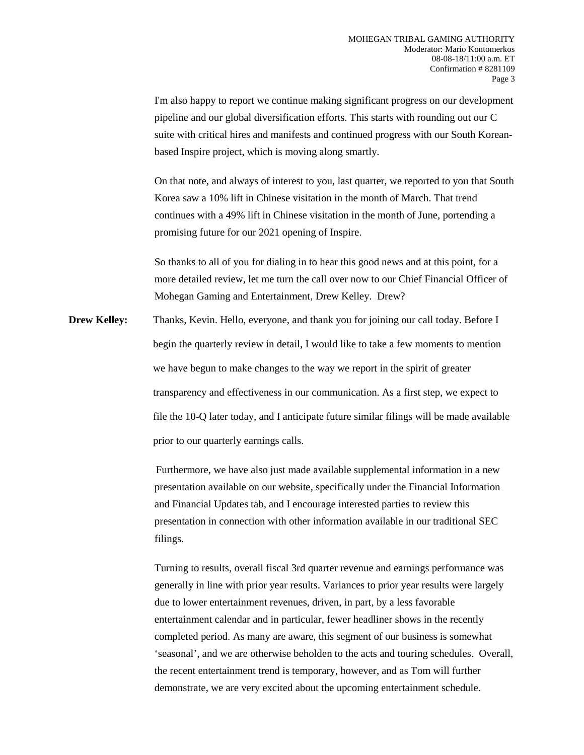I'm also happy to report we continue making significant progress on our development pipeline and our global diversification efforts. This starts with rounding out our C suite with critical hires and manifests and continued progress with our South Korean-based Inspire project, which is moving along smartly.

On that note, and always of interest to you, last quarter, we reported to you that South Korea saw a 10% lift in Chinese visitation in the month of March. That trend continues with a 49% lift in Chinese visitation in the month of June, portending a promising future for our 2021 opening of Inspire.

So thanks to all of you for dialing in to hear this good news and at this point, for a more detailed review, let me turn the call over now to our Chief Financial Officer of Mohegan Gaming and Entertainment, Drew Kelley. Drew?

**Drew Kelley:** Thanks, Kevin. Hello, everyone, and thank you for joining our call today. Before I begin the quarterly review in detail, I would like to take a few moments to mention we have begun to make changes to the way we report in the spirit of greater transparency and effectiveness in our communication. As a first step, we expect to file the 10-Q later today, and I anticipate future similar filings will be made available prior to our quarterly earnings calls.

Furthermore, we have also just made available supplemental information in a new presentation available on our website, specifically under the Financial Information and Financial Updates tab, and I encourage interested parties to review this presentation in connection with other information available in our traditional SEC filings.

Turning to results, overall fiscal 3rd quarter revenue and earnings performance was generally in line with prior year results. Variances to prior year results were largely due to lower entertainment revenues, driven, in part, by a less favorable entertainment calendar and in particular, fewer headliner shows in the recently completed period. As many are aware, this segment of our business is somewhat 'seasonal', and we are otherwise beholden to the acts and touring schedules. Overall, the recent entertainment trend is temporary, however, and as Tom will further demonstrate, we are very excited about the upcoming entertainment schedule.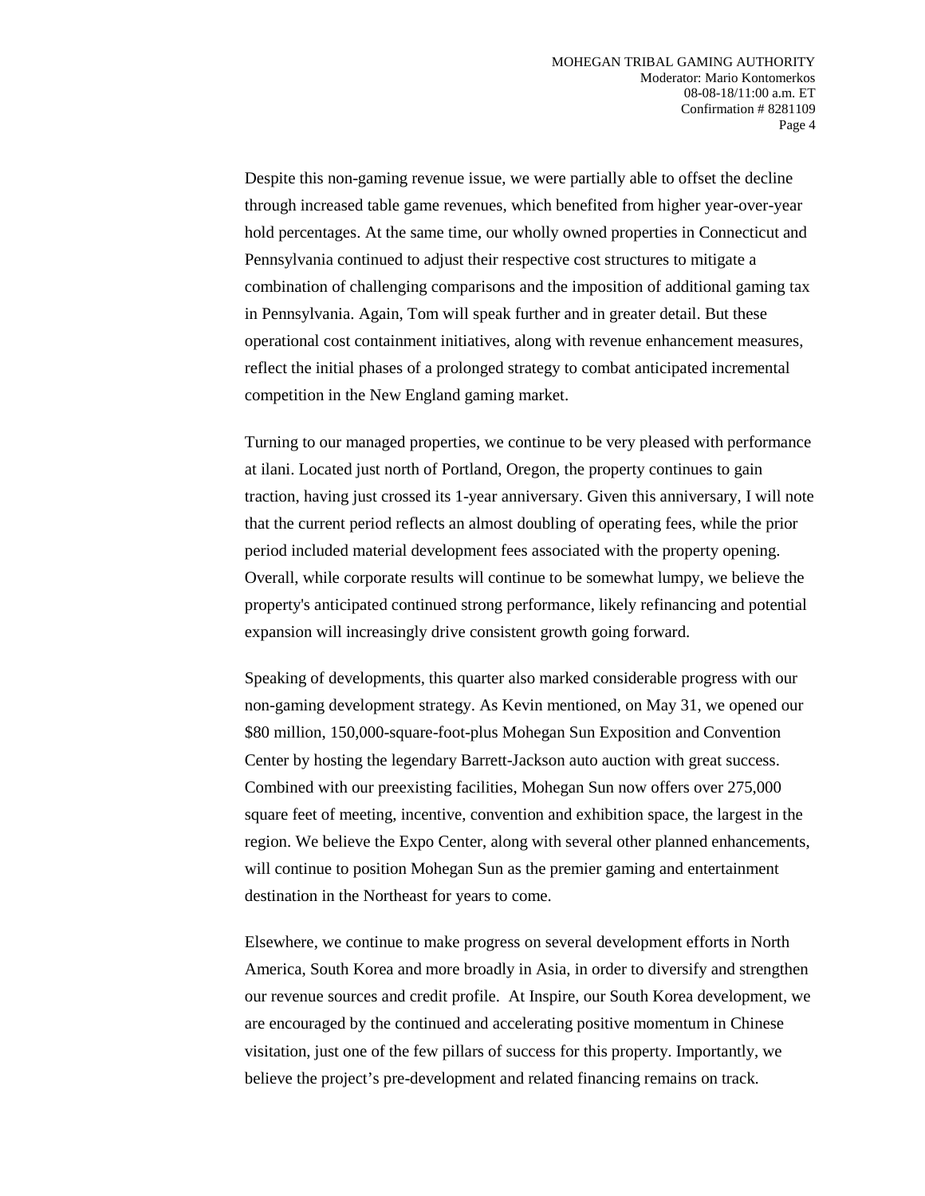Despite this non-gaming revenue issue, we were partially able to offset the decline through increased table game revenues, which benefited from higher year-over-year hold percentages. At the same time, our wholly owned properties in Connecticut and Pennsylvania continued to adjust their respective cost structures to mitigate a combination of challenging comparisons and the imposition of additional gaming tax in Pennsylvania. Again, Tom will speak further and in greater detail. But these operational cost containment initiatives, along with revenue enhancement measures, reflect the initial phases of a prolonged strategy to combat anticipated incremental competition in the New England gaming market.

Turning to our managed properties, we continue to be very pleased with performance at ilani. Located just north of Portland, Oregon, the property continues to gain traction, having just crossed its 1-year anniversary. Given this anniversary, I will note that the current period reflects an almost doubling of operating fees, while the prior period included material development fees associated with the property opening. Overall, while corporate results will continue to be somewhat lumpy, we believe the property's anticipated continued strong performance, likely refinancing and potential expansion will increasingly drive consistent growth going forward.

Speaking of developments, this quarter also marked considerable progress with our non-gaming development strategy. As Kevin mentioned, on May 31, we opened our $80 million, 150,000-square-foot-plus Mohegan Sun Exposition and Convention Center by hosting the legendary Barrett-Jackson auto auction with great success. Combined with our preexisting facilities, Mohegan Sun now offers over 275,000 square feet of meeting, incentive, convention and exhibition space, the largest in the region. We believe the Expo Center, along with several other planned enhancements, will continue to position Mohegan Sun as the premier gaming and entertainment destination in the Northeast for years to come.

Elsewhere, we continue to make progress on several development efforts in North America, South Korea and more broadly in Asia, in order to diversify and strengthen our revenue sources and credit profile. At Inspire, our South Korea development, we are encouraged by the continued and accelerating positive momentum in Chinese visitation, just one of the few pillars of success for this property. Importantly, we believe the project's pre-development and related financing remains on track.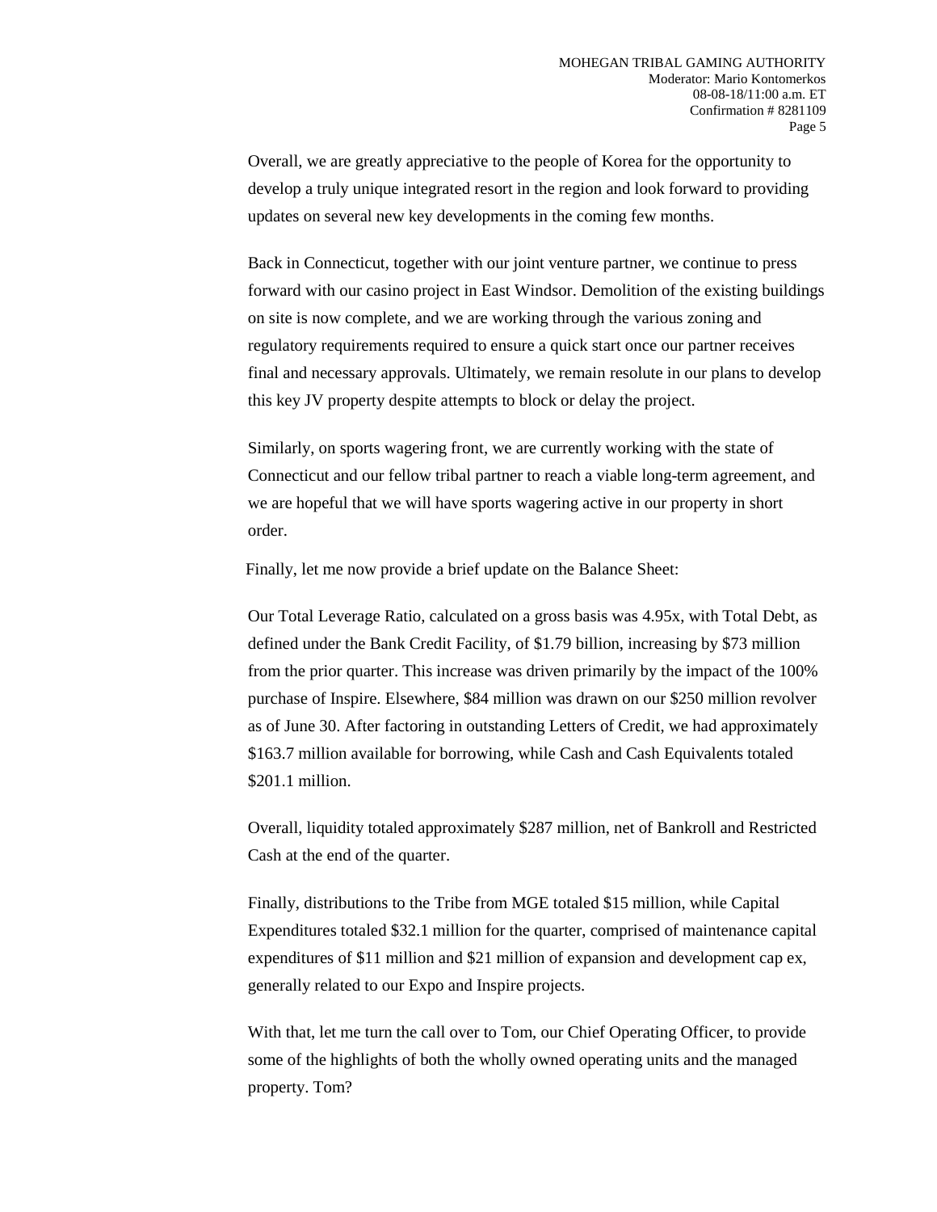Overall, we are greatly appreciative to the people of Korea for the opportunity to develop a truly unique integrated resort in the region and look forward to providing updates on several new key developments in the coming few months.

Back in Connecticut, together with our joint venture partner, we continue to press forward with our casino project in East Windsor. Demolition of the existing buildings on site is now complete, and we are working through the various zoning and regulatory requirements required to ensure a quick start once our partner receives final and necessary approvals. Ultimately, we remain resolute in our plans to develop this key JV property despite attempts to block or delay the project.

Similarly, on sports wagering front, we are currently working with the state of Connecticut and our fellow tribal partner to reach a viable long-term agreement, and we are hopeful that we will have sports wagering active in our property in short order.

Finally, let me now provide a brief update on the Balance Sheet:

Our Total Leverage Ratio, calculated on a gross basis was 4.95x, with Total Debt, as defined under the Bank Credit Facility, of $1.79 billion, increasing by $73 million from the prior quarter. This increase was driven primarily by the impact of the 100% purchase of Inspire. Elsewhere, $84 million was drawn on our $250 million revolver as of June 30. After factoring in outstanding Letters of Credit, we had approximately $163.7 million available for borrowing, while Cash and Cash Equivalents totaled $201.1 million.

Overall, liquidity totaled approximately $287 million, net of Bankroll and Restricted Cash at the end of the quarter.

Finally, distributions to the Tribe from MGE totaled $15 million, while Capital Expenditures totaled $32.1 million for the quarter, comprised of maintenance capital expenditures of $11 million and $21 million of expansion and development cap ex, generally related to our Expo and Inspire projects.

With that, let me turn the call over to Tom, our Chief Operating Officer, to provide some of the highlights of both the wholly owned operating units and the managed property. Tom?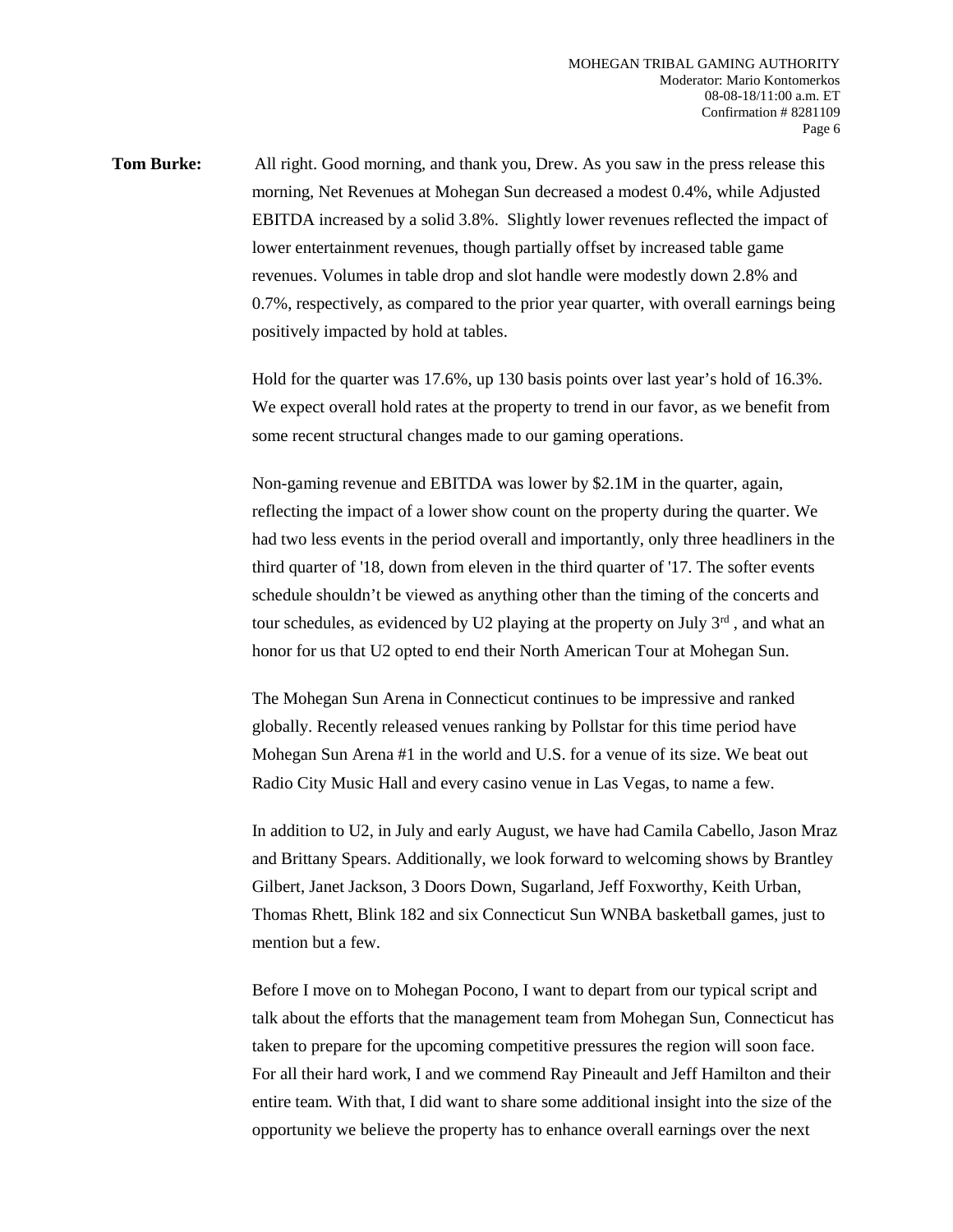**Tom Burke:** All right. Good morning, and thank you, Drew. As you saw in the press release this morning, Net Revenues at Mohegan Sun decreased a modest 0.4%, while Adjusted EBITDA increased by a solid 3.8%. Slightly lower revenues reflected the impact of lower entertainment revenues, though partially offset by increased table game revenues. Volumes in table drop and slot handle were modestly down 2.8% and 0.7%, respectively, as compared to the prior year quarter, with overall earnings being positively impacted by hold at tables.

Hold for the quarter was 17.6%, up 130 basis points over last year's hold of 16.3%. We expect overall hold rates at the property to trend in our favor, as we benefit from some recent structural changes made to our gaming operations.

Non-gaming revenue and EBITDA was lower by $2.1M in the quarter, again, reflecting the impact of a lower show count on the property during the quarter. We had two less events in the period overall and importantly, only three headliners in the third quarter of '18, down from eleven in the third quarter of '17. The softer events schedule shouldn't be viewed as anything other than the timing of the concerts and tour schedules, as evidenced by U2 playing at the property on July 3rd , and what an honor for us that U2 opted to end their North American Tour at Mohegan Sun.

The Mohegan Sun Arena in Connecticut continues to be impressive and ranked globally. Recently released venues ranking by Pollstar for this time period have Mohegan Sun Arena #1 in the world and U.S. for a venue of its size. We beat out Radio City Music Hall and every casino venue in Las Vegas, to name a few.

In addition to U2, in July and early August, we have had Camila Cabello, Jason Mraz and Brittany Spears. Additionally, we look forward to welcoming shows by Brantley Gilbert, Janet Jackson, 3 Doors Down, Sugarland, Jeff Foxworthy, Keith Urban, Thomas Rhett, Blink 182 and six Connecticut Sun WNBA basketball games, just to mention but a few.

Before I move on to Mohegan Pocono, I want to depart from our typical script and talk about the efforts that the management team from Mohegan Sun, Connecticut has taken to prepare for the upcoming competitive pressures the region will soon face. For all their hard work, I and we commend Ray Pineault and Jeff Hamilton and their entire team. With that, I did want to share some additional insight into the size of the opportunity we believe the property has to enhance overall earnings over the next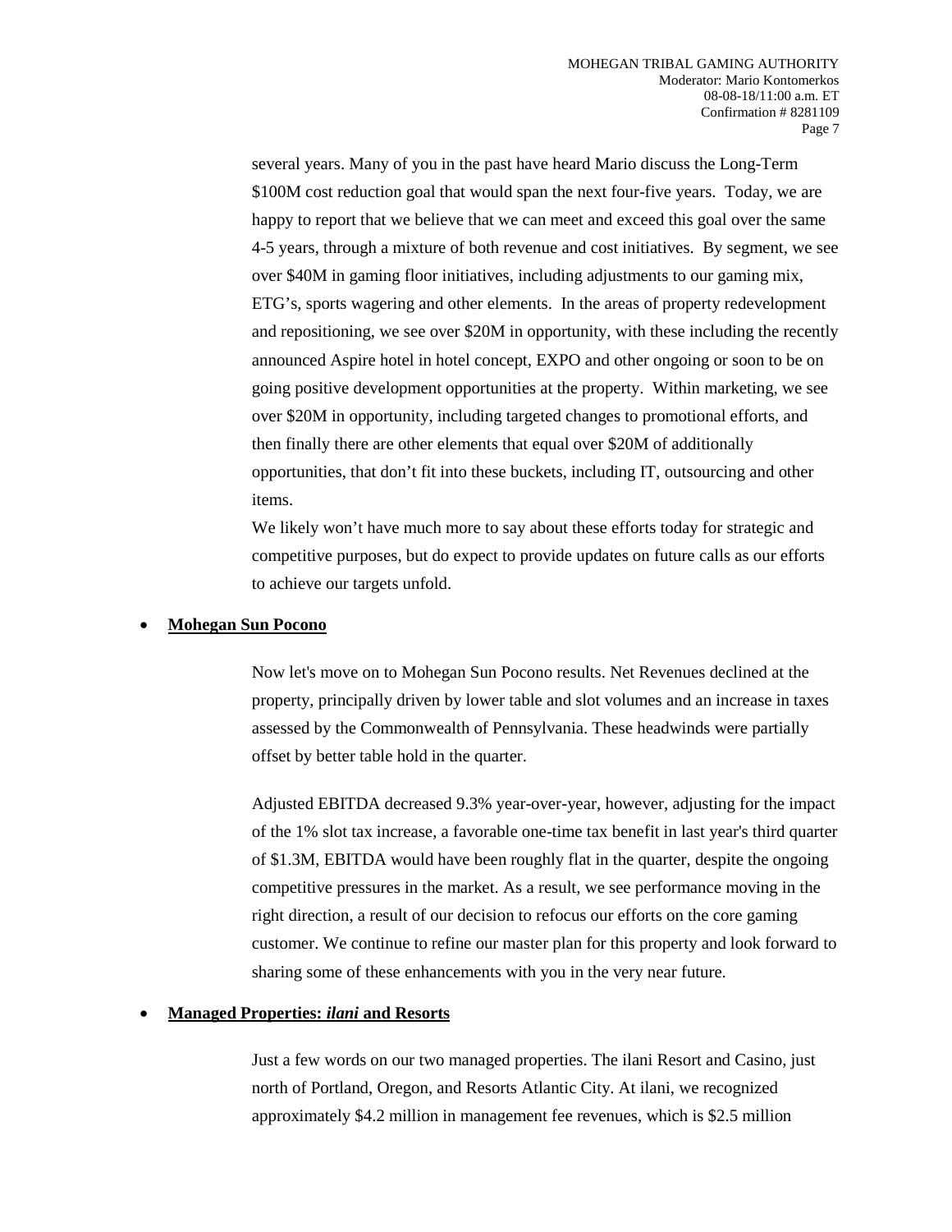several years. Many of you in the past have heard Mario discuss the Long-Term $100M cost reduction goal that would span the next four-five years. Today, we are happy to report that we believe that we can meet and exceed this goal over the same 4-5 years, through a mixture of both revenue and cost initiatives. By segment, we see over $40M in gaming floor initiatives, including adjustments to our gaming mix, ETG's, sports wagering and other elements. In the areas of property redevelopment and repositioning, we see over $20M in opportunity, with these including the recently announced Aspire hotel in hotel concept, EXPO and other ongoing or soon to be on going positive development opportunities at the property. Within marketing, we see over $20M in opportunity, including targeted changes to promotional efforts, and then finally there are other elements that equal over $20M of additionally opportunities, that don't fit into these buckets, including IT, outsourcing and other items.

We likely won't have much more to say about these efforts today for strategic and competitive purposes, but do expect to provide updates on future calls as our efforts to achieve our targets unfold.

- **Mohegan Sun Pocono**

Now let's move on to Mohegan Sun Pocono results. Net Revenues declined at the property, principally driven by lower table and slot volumes and an increase in taxes assessed by the Commonwealth of Pennsylvania. These headwinds were partially offset by better table hold in the quarter.

Adjusted EBITDA decreased 9.3% year-over-year, however, adjusting for the impact of the 1% slot tax increase, a favorable one-time tax benefit in last year's third quarter of $1.3M, EBITDA would have been roughly flat in the quarter, despite the ongoing competitive pressures in the market. As a result, we see performance moving in the right direction, a result of our decision to refocus our efforts on the core gaming customer. We continue to refine our master plan for this property and look forward to sharing some of these enhancements with you in the very near future.

- **Managed Properties: *ilani* and Resorts**

Just a few words on our two managed properties. The ilani Resort and Casino, just north of Portland, Oregon, and Resorts Atlantic City. At ilani, we recognized approximately $4.2 million in management fee revenues, which is $2.5 million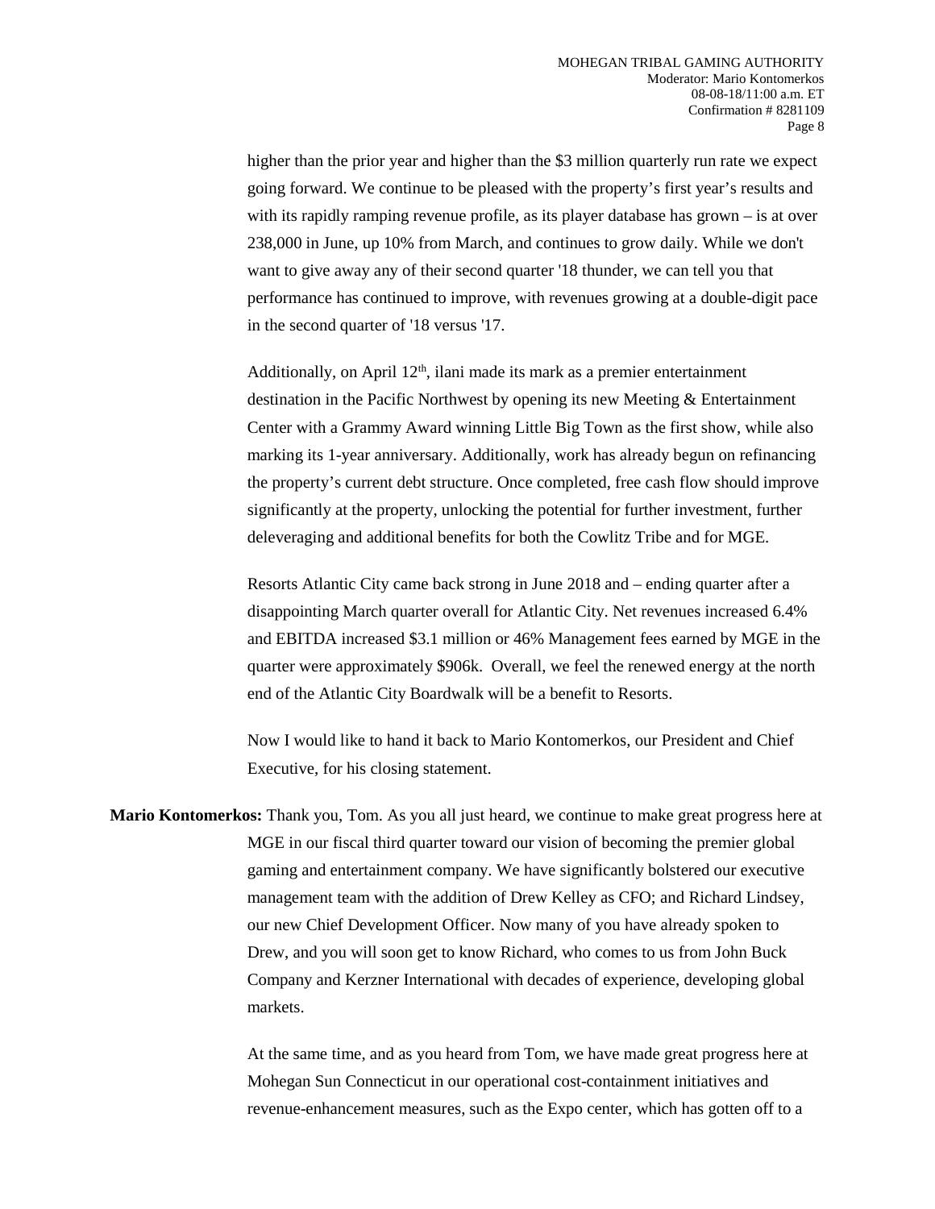higher than the prior year and higher than the $3 million quarterly run rate we expect going forward. We continue to be pleased with the property's first year's results and with its rapidly ramping revenue profile, as its player database has grown – is at over 238,000 in June, up 10% from March, and continues to grow daily. While we don't want to give away any of their second quarter '18 thunder, we can tell you that performance has continued to improve, with revenues growing at a double-digit pace in the second quarter of '18 versus '17.

Additionally, on April 12th, ilani made its mark as a premier entertainment destination in the Pacific Northwest by opening its new Meeting & Entertainment Center with a Grammy Award winning Little Big Town as the first show, while also marking its 1-year anniversary. Additionally, work has already begun on refinancing the property's current debt structure. Once completed, free cash flow should improve significantly at the property, unlocking the potential for further investment, further deleveraging and additional benefits for both the Cowlitz Tribe and for MGE.

Resorts Atlantic City came back strong in June 2018 and – ending quarter after a disappointing March quarter overall for Atlantic City. Net revenues increased 6.4% and EBITDA increased $3.1 million or 46% Management fees earned by MGE in the quarter were approximately $906k. Overall, we feel the renewed energy at the north end of the Atlantic City Boardwalk will be a benefit to Resorts.

Now I would like to hand it back to Mario Kontomerkos, our President and Chief Executive, for his closing statement.

**Mario Kontomerkos:** Thank you, Tom. As you all just heard, we continue to make great progress here at MGE in our fiscal third quarter toward our vision of becoming the premier global gaming and entertainment company. We have significantly bolstered our executive management team with the addition of Drew Kelley as CFO; and Richard Lindsey, our new Chief Development Officer. Now many of you have already spoken to Drew, and you will soon get to know Richard, who comes to us from John Buck Company and Kerzner International with decades of experience, developing global markets.

At the same time, and as you heard from Tom, we have made great progress here at Mohegan Sun Connecticut in our operational cost-containment initiatives and revenue-enhancement measures, such as the Expo center, which has gotten off to a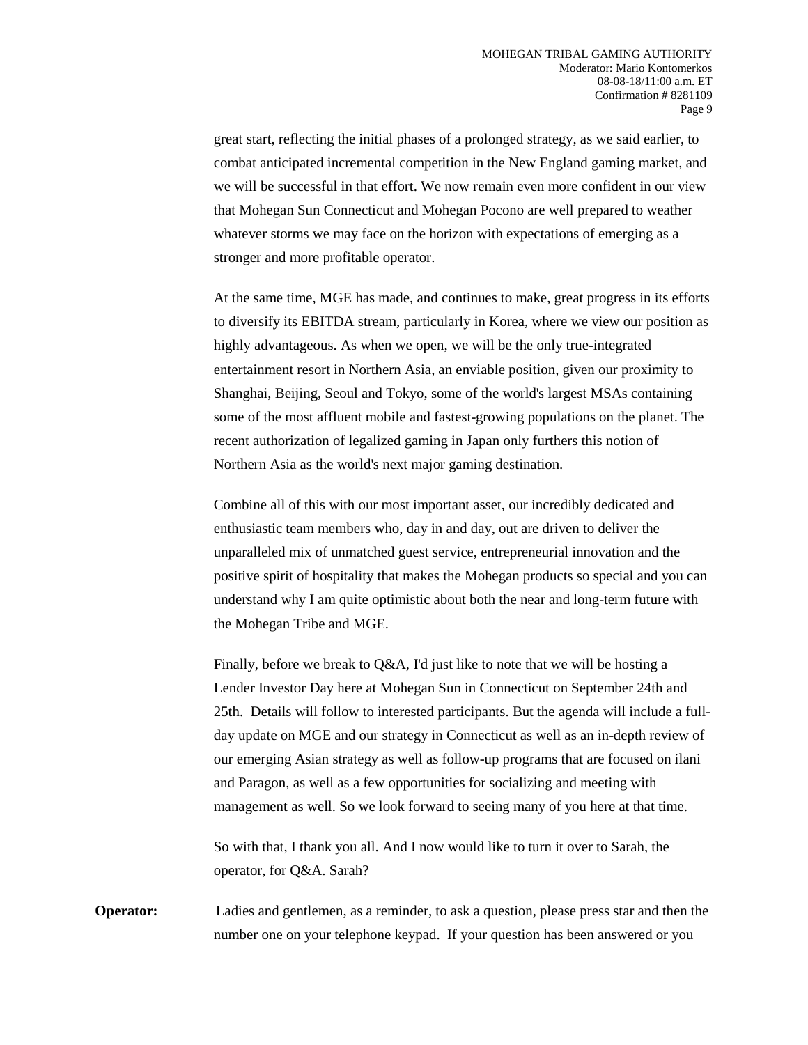great start, reflecting the initial phases of a prolonged strategy, as we said earlier, to combat anticipated incremental competition in the New England gaming market, and we will be successful in that effort. We now remain even more confident in our view that Mohegan Sun Connecticut and Mohegan Pocono are well prepared to weather whatever storms we may face on the horizon with expectations of emerging as a stronger and more profitable operator.

At the same time, MGE has made, and continues to make, great progress in its efforts to diversify its EBITDA stream, particularly in Korea, where we view our position as highly advantageous. As when we open, we will be the only true-integrated entertainment resort in Northern Asia, an enviable position, given our proximity to Shanghai, Beijing, Seoul and Tokyo, some of the world's largest MSAs containing some of the most affluent mobile and fastest-growing populations on the planet. The recent authorization of legalized gaming in Japan only furthers this notion of Northern Asia as the world's next major gaming destination.

Combine all of this with our most important asset, our incredibly dedicated and enthusiastic team members who, day in and day, out are driven to deliver the unparalleled mix of unmatched guest service, entrepreneurial innovation and the positive spirit of hospitality that makes the Mohegan products so special and you can understand why I am quite optimistic about both the near and long-term future with the Mohegan Tribe and MGE.

Finally, before we break to Q&A, I'd just like to note that we will be hosting a Lender Investor Day here at Mohegan Sun in Connecticut on September 24th and 25th. Details will follow to interested participants. But the agenda will include a full-day update on MGE and our strategy in Connecticut as well as an in-depth review of our emerging Asian strategy as well as follow-up programs that are focused on ilani and Paragon, as well as a few opportunities for socializing and meeting with management as well. So we look forward to seeing many of you here at that time.

So with that, I thank you all. And I now would like to turn it over to Sarah, the operator, for Q&A. Sarah?

**Operator:** Ladies and gentlemen, as a reminder, to ask a question, please press star and then the number one on your telephone keypad. If your question has been answered or you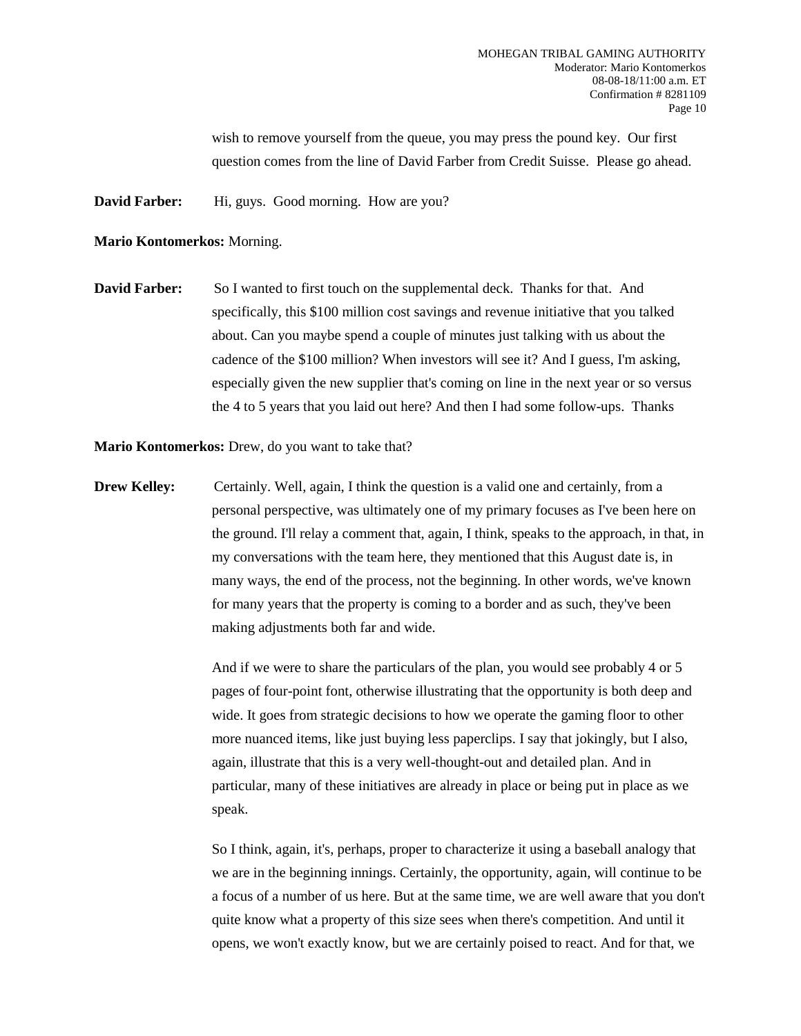wish to remove yourself from the queue, you may press the pound key. Our first question comes from the line of David Farber from Credit Suisse. Please go ahead.

**David Farber:** Hi, guys. Good morning. How are you?

**Mario Kontomerkos:** Morning.

**David Farber:** So I wanted to first touch on the supplemental deck. Thanks for that. And specifically, this $100 million cost savings and revenue initiative that you talked about. Can you maybe spend a couple of minutes just talking with us about the cadence of the $100 million? When investors will see it? And I guess, I'm asking, especially given the new supplier that's coming on line in the next year or so versus the 4 to 5 years that you laid out here? And then I had some follow-ups. Thanks

**Mario Kontomerkos:** Drew, do you want to take that?

**Drew Kelley:** Certainly. Well, again, I think the question is a valid one and certainly, from a personal perspective, was ultimately one of my primary focuses as I've been here on the ground. I'll relay a comment that, again, I think, speaks to the approach, in that, in my conversations with the team here, they mentioned that this August date is, in many ways, the end of the process, not the beginning. In other words, we've known for many years that the property is coming to a border and as such, they've been making adjustments both far and wide.

And if we were to share the particulars of the plan, you would see probably 4 or 5 pages of four-point font, otherwise illustrating that the opportunity is both deep and wide. It goes from strategic decisions to how we operate the gaming floor to other more nuanced items, like just buying less paperclips. I say that jokingly, but I also, again, illustrate that this is a very well-thought-out and detailed plan. And in particular, many of these initiatives are already in place or being put in place as we speak.

So I think, again, it's, perhaps, proper to characterize it using a baseball analogy that we are in the beginning innings. Certainly, the opportunity, again, will continue to be a focus of a number of us here. But at the same time, we are well aware that you don't quite know what a property of this size sees when there's competition. And until it opens, we won't exactly know, but we are certainly poised to react. And for that, we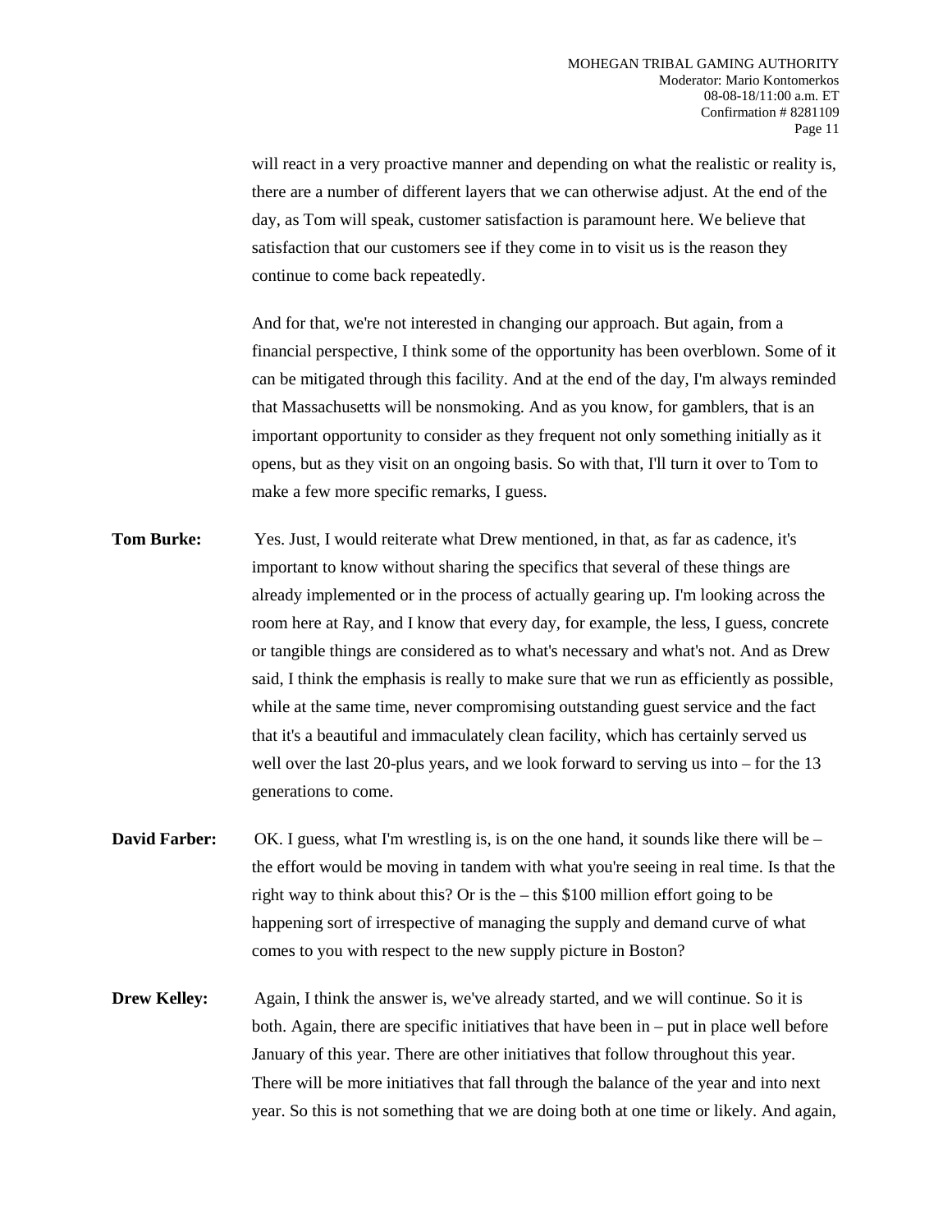will react in a very proactive manner and depending on what the realistic or reality is, there are a number of different layers that we can otherwise adjust. At the end of the day, as Tom will speak, customer satisfaction is paramount here. We believe that satisfaction that our customers see if they come in to visit us is the reason they continue to come back repeatedly.

And for that, we're not interested in changing our approach. But again, from a financial perspective, I think some of the opportunity has been overblown. Some of it can be mitigated through this facility. And at the end of the day, I'm always reminded that Massachusetts will be nonsmoking. And as you know, for gamblers, that is an important opportunity to consider as they frequent not only something initially as it opens, but as they visit on an ongoing basis. So with that, I'll turn it over to Tom to make a few more specific remarks, I guess.

**Tom Burke:** Yes. Just, I would reiterate what Drew mentioned, in that, as far as cadence, it's important to know without sharing the specifics that several of these things are already implemented or in the process of actually gearing up. I'm looking across the room here at Ray, and I know that every day, for example, the less, I guess, concrete or tangible things are considered as to what's necessary and what's not. And as Drew said, I think the emphasis is really to make sure that we run as efficiently as possible, while at the same time, never compromising outstanding guest service and the fact that it's a beautiful and immaculately clean facility, which has certainly served us well over the last 20-plus years, and we look forward to serving us into – for the 13 generations to come.

**David Farber:** OK. I guess, what I'm wrestling is, is on the one hand, it sounds like there will be – the effort would be moving in tandem with what you're seeing in real time. Is that the right way to think about this? Or is the – this $100 million effort going to be happening sort of irrespective of managing the supply and demand curve of what comes to you with respect to the new supply picture in Boston?

**Drew Kelley:** Again, I think the answer is, we've already started, and we will continue. So it is both. Again, there are specific initiatives that have been in – put in place well before January of this year. There are other initiatives that follow throughout this year. There will be more initiatives that fall through the balance of the year and into next year. So this is not something that we are doing both at one time or likely. And again,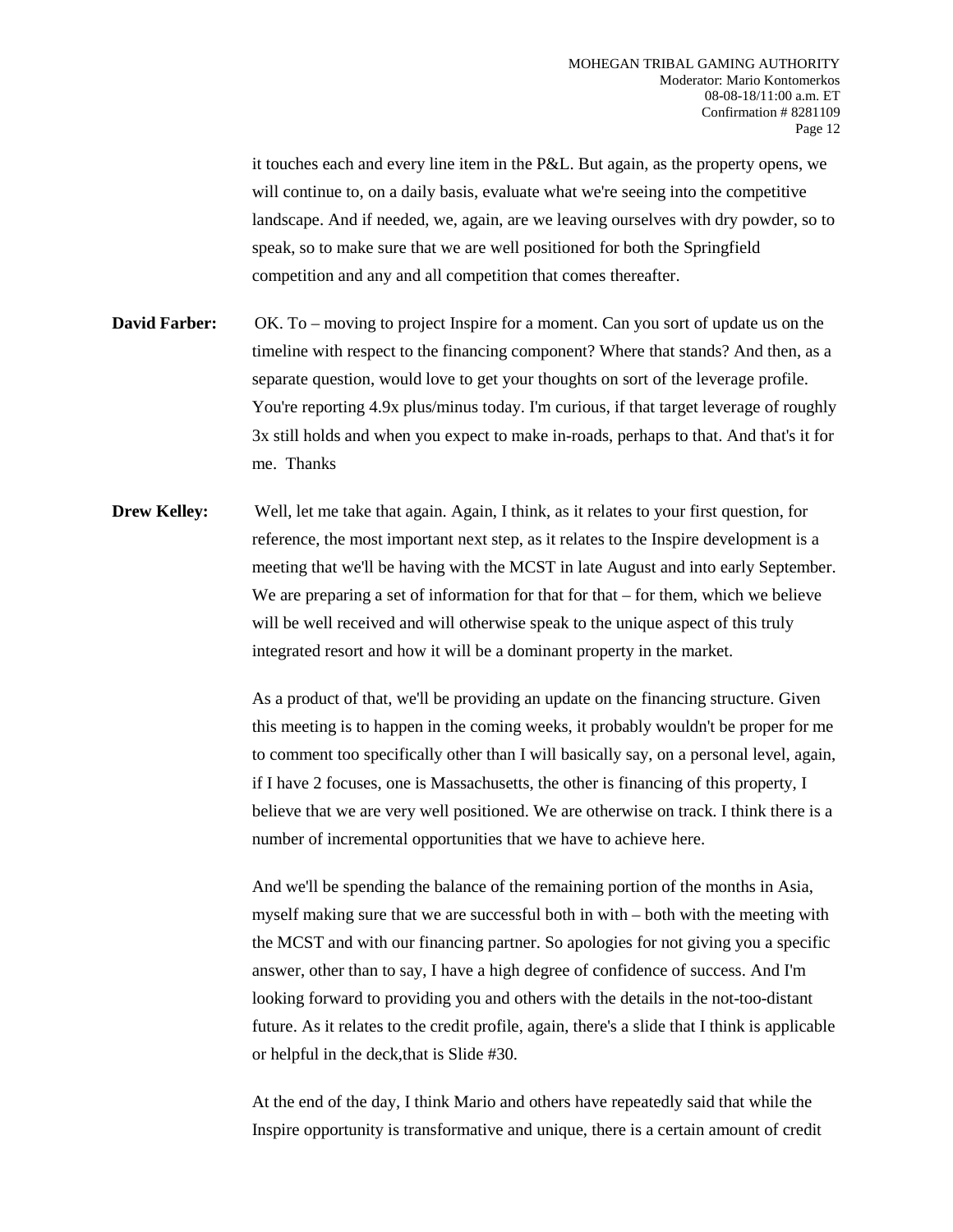it touches each and every line item in the P&L. But again, as the property opens, we will continue to, on a daily basis, evaluate what we're seeing into the competitive landscape. And if needed, we, again, are we leaving ourselves with dry powder, so to speak, so to make sure that we are well positioned for both the Springfield competition and any and all competition that comes thereafter.

**David Farber:** OK. To – moving to project Inspire for a moment. Can you sort of update us on the timeline with respect to the financing component? Where that stands? And then, as a separate question, would love to get your thoughts on sort of the leverage profile. You're reporting 4.9x plus/minus today. I'm curious, if that target leverage of roughly 3x still holds and when you expect to make in-roads, perhaps to that. And that's it for me. Thanks

**Drew Kelley:** Well, let me take that again. Again, I think, as it relates to your first question, for reference, the most important next step, as it relates to the Inspire development is a meeting that we'll be having with the MCST in late August and into early September. We are preparing a set of information for that for that – for them, which we believe will be well received and will otherwise speak to the unique aspect of this truly integrated resort and how it will be a dominant property in the market.

As a product of that, we'll be providing an update on the financing structure. Given this meeting is to happen in the coming weeks, it probably wouldn't be proper for me to comment too specifically other than I will basically say, on a personal level, again, if I have 2 focuses, one is Massachusetts, the other is financing of this property, I believe that we are very well positioned. We are otherwise on track. I think there is a number of incremental opportunities that we have to achieve here.

And we'll be spending the balance of the remaining portion of the months in Asia, myself making sure that we are successful both in with – both with the meeting with the MCST and with our financing partner. So apologies for not giving you a specific answer, other than to say, I have a high degree of confidence of success. And I'm looking forward to providing you and others with the details in the not-too-distant future. As it relates to the credit profile, again, there's a slide that I think is applicable or helpful in the deck,that is Slide #30.

At the end of the day, I think Mario and others have repeatedly said that while the Inspire opportunity is transformative and unique, there is a certain amount of credit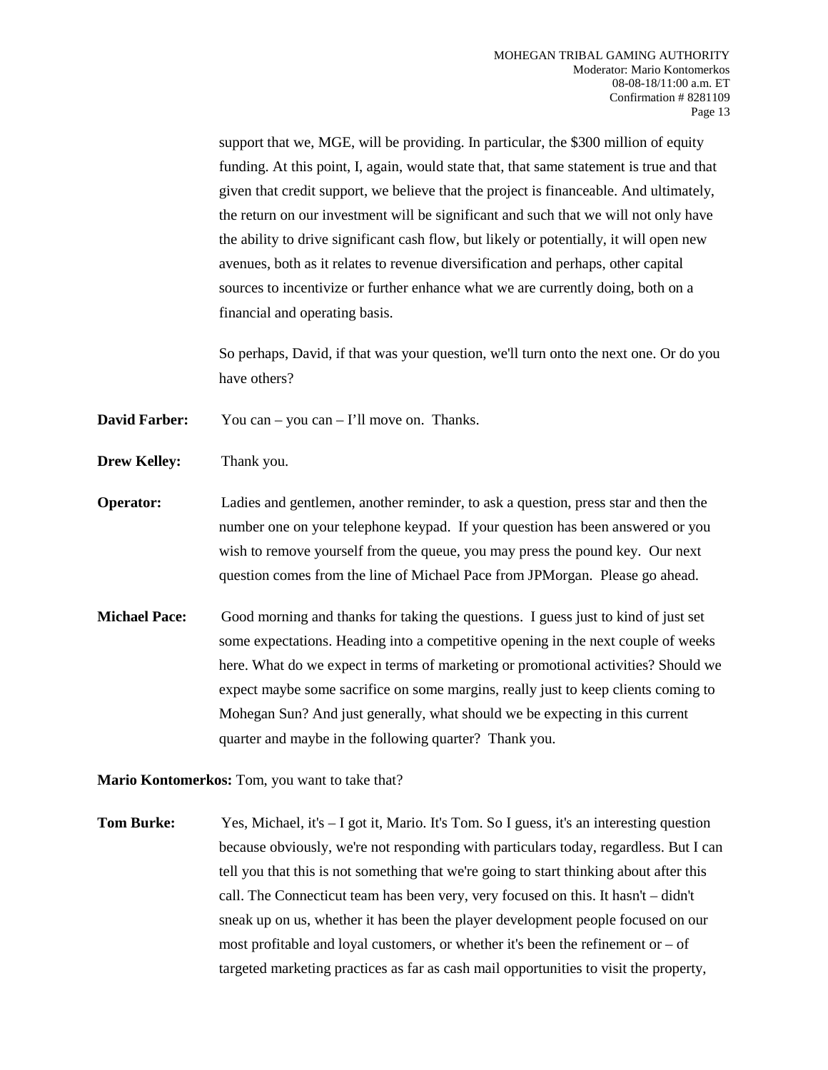support that we, MGE, will be providing. In particular, the $300 million of equity funding. At this point, I, again, would state that, that same statement is true and that given that credit support, we believe that the project is financeable. And ultimately, the return on our investment will be significant and such that we will not only have the ability to drive significant cash flow, but likely or potentially, it will open new avenues, both as it relates to revenue diversification and perhaps, other capital sources to incentivize or further enhance what we are currently doing, both on a financial and operating basis.

So perhaps, David, if that was your question, we'll turn onto the next one. Or do you have others?

**David Farber:** You can – you can – I'll move on. Thanks.

**Drew Kelley:** Thank you.

**Operator:** Ladies and gentlemen, another reminder, to ask a question, press star and then the number one on your telephone keypad. If your question has been answered or you wish to remove yourself from the queue, you may press the pound key. Our next question comes from the line of Michael Pace from JPMorgan. Please go ahead.

**Michael Pace:** Good morning and thanks for taking the questions. I guess just to kind of just set some expectations. Heading into a competitive opening in the next couple of weeks here. What do we expect in terms of marketing or promotional activities? Should we expect maybe some sacrifice on some margins, really just to keep clients coming to Mohegan Sun? And just generally, what should we be expecting in this current quarter and maybe in the following quarter? Thank you.

**Mario Kontomerkos:** Tom, you want to take that?

**Tom Burke:** Yes, Michael, it's – I got it, Mario. It's Tom. So I guess, it's an interesting question because obviously, we're not responding with particulars today, regardless. But I can tell you that this is not something that we're going to start thinking about after this call. The Connecticut team has been very, very focused on this. It hasn't – didn't sneak up on us, whether it has been the player development people focused on our most profitable and loyal customers, or whether it's been the refinement or – of targeted marketing practices as far as cash mail opportunities to visit the property,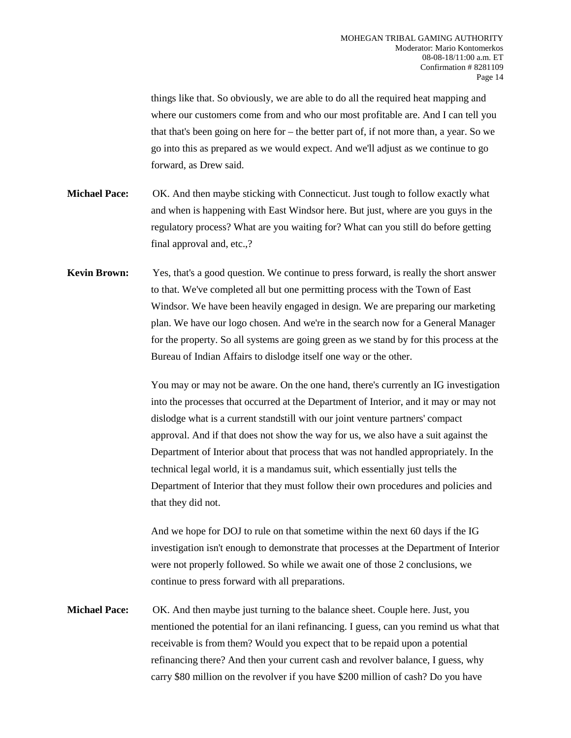things like that. So obviously, we are able to do all the required heat mapping and where our customers come from and who our most profitable are. And I can tell you that that's been going on here for – the better part of, if not more than, a year. So we go into this as prepared as we would expect. And we'll adjust as we continue to go forward, as Drew said.

**Michael Pace:** OK. And then maybe sticking with Connecticut. Just tough to follow exactly what and when is happening with East Windsor here. But just, where are you guys in the regulatory process? What are you waiting for? What can you still do before getting final approval and, etc.,?

**Kevin Brown:** Yes, that's a good question. We continue to press forward, is really the short answer to that. We've completed all but one permitting process with the Town of East Windsor. We have been heavily engaged in design. We are preparing our marketing plan. We have our logo chosen. And we're in the search now for a General Manager for the property. So all systems are going green as we stand by for this process at the Bureau of Indian Affairs to dislodge itself one way or the other.

You may or may not be aware. On the one hand, there's currently an IG investigation into the processes that occurred at the Department of Interior, and it may or may not dislodge what is a current standstill with our joint venture partners' compact approval. And if that does not show the way for us, we also have a suit against the Department of Interior about that process that was not handled appropriately. In the technical legal world, it is a mandamus suit, which essentially just tells the Department of Interior that they must follow their own procedures and policies and that they did not.

And we hope for DOJ to rule on that sometime within the next 60 days if the IG investigation isn't enough to demonstrate that processes at the Department of Interior were not properly followed. So while we await one of those 2 conclusions, we continue to press forward with all preparations.

**Michael Pace:** OK. And then maybe just turning to the balance sheet. Couple here. Just, you mentioned the potential for an ilani refinancing. I guess, can you remind us what that receivable is from them? Would you expect that to be repaid upon a potential refinancing there? And then your current cash and revolver balance, I guess, why carry $80 million on the revolver if you have $200 million of cash? Do you have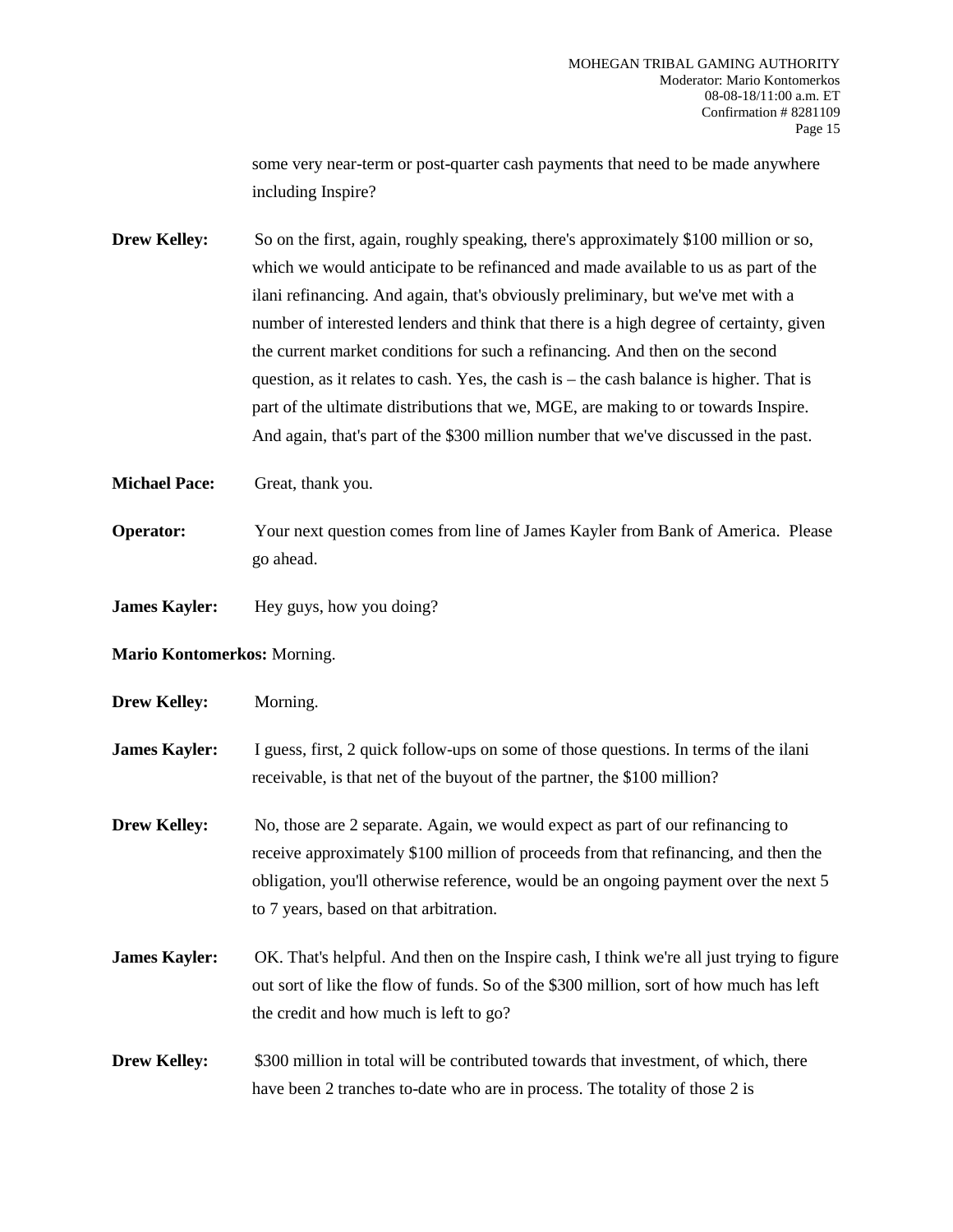some very near-term or post-quarter cash payments that need to be made anywhere including Inspire?

**Drew Kelley:** So on the first, again, roughly speaking, there's approximately $100 million or so, which we would anticipate to be refinanced and made available to us as part of the ilani refinancing. And again, that's obviously preliminary, but we've met with a number of interested lenders and think that there is a high degree of certainty, given the current market conditions for such a refinancing. And then on the second question, as it relates to cash. Yes, the cash is – the cash balance is higher. That is part of the ultimate distributions that we, MGE, are making to or towards Inspire. And again, that's part of the $300 million number that we've discussed in the past.

**Michael Pace:** Great, thank you.

**Operator:** Your next question comes from line of James Kayler from Bank of America. Please go ahead.

**James Kayler:** Hey guys, how you doing?

**Mario Kontomerkos:** Morning.

**Drew Kelley:** Morning.

**James Kayler:** I guess, first, 2 quick follow-ups on some of those questions. In terms of the ilani receivable, is that net of the buyout of the partner, the $100 million?

**Drew Kelley:** No, those are 2 separate. Again, we would expect as part of our refinancing to receive approximately $100 million of proceeds from that refinancing, and then the obligation, you'll otherwise reference, would be an ongoing payment over the next 5 to 7 years, based on that arbitration.

**James Kayler:** OK. That's helpful. And then on the Inspire cash, I think we're all just trying to figure out sort of like the flow of funds. So of the $300 million, sort of how much has left the credit and how much is left to go?

**Drew Kelley:** $300 million in total will be contributed towards that investment, of which, there have been 2 tranches to-date who are in process. The totality of those 2 is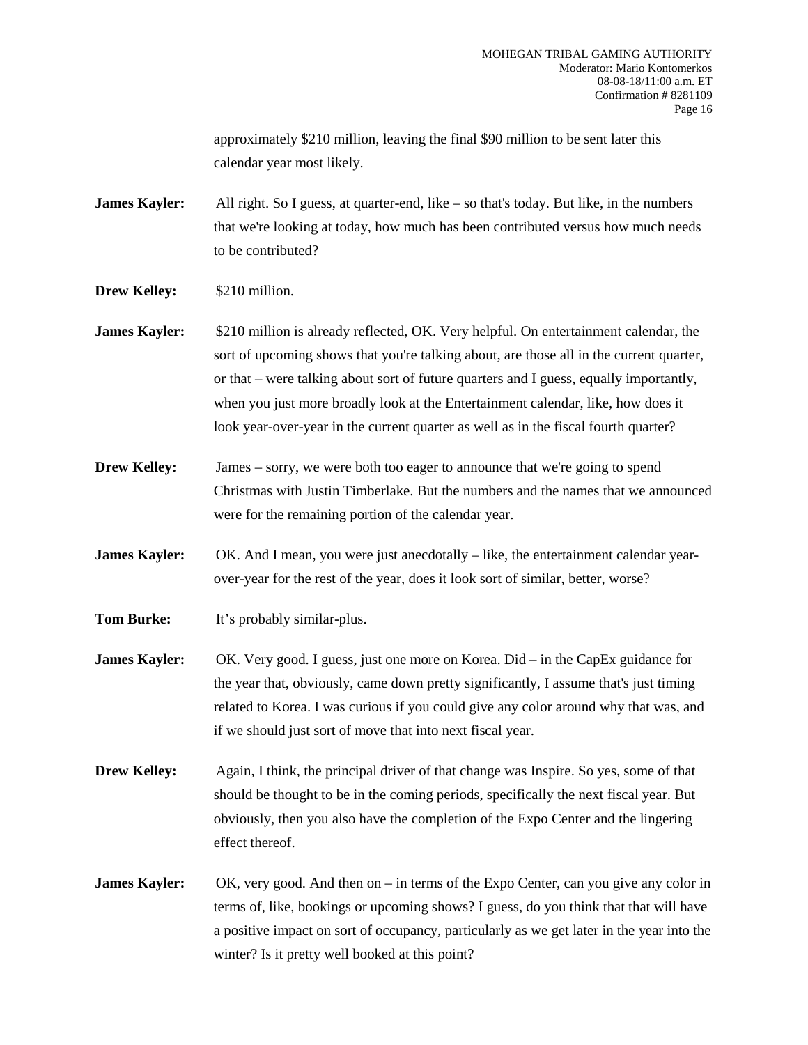approximately $210 million, leaving the final $90 million to be sent later this calendar year most likely.

**James Kayler:** All right. So I guess, at quarter-end, like – so that's today. But like, in the numbers that we're looking at today, how much has been contributed versus how much needs to be contributed?

**Drew Kelley:** $210 million.

**James Kayler:** $210 million is already reflected, OK. Very helpful. On entertainment calendar, the sort of upcoming shows that you're talking about, are those all in the current quarter, or that – were talking about sort of future quarters and I guess, equally importantly, when you just more broadly look at the Entertainment calendar, like, how does it look year-over-year in the current quarter as well as in the fiscal fourth quarter?

**Drew Kelley:** James – sorry, we were both too eager to announce that we're going to spend Christmas with Justin Timberlake. But the numbers and the names that we announced were for the remaining portion of the calendar year.

**James Kayler:** OK. And I mean, you were just anecdotally – like, the entertainment calendar year-over-year for the rest of the year, does it look sort of similar, better, worse?

**Tom Burke:** It's probably similar-plus.

**James Kayler:** OK. Very good. I guess, just one more on Korea. Did – in the CapEx guidance for the year that, obviously, came down pretty significantly, I assume that's just timing related to Korea. I was curious if you could give any color around why that was, and if we should just sort of move that into next fiscal year.

**Drew Kelley:** Again, I think, the principal driver of that change was Inspire. So yes, some of that should be thought to be in the coming periods, specifically the next fiscal year. But obviously, then you also have the completion of the Expo Center and the lingering effect thereof.

**James Kayler:** OK, very good. And then on – in terms of the Expo Center, can you give any color in terms of, like, bookings or upcoming shows? I guess, do you think that that will have a positive impact on sort of occupancy, particularly as we get later in the year into the winter? Is it pretty well booked at this point?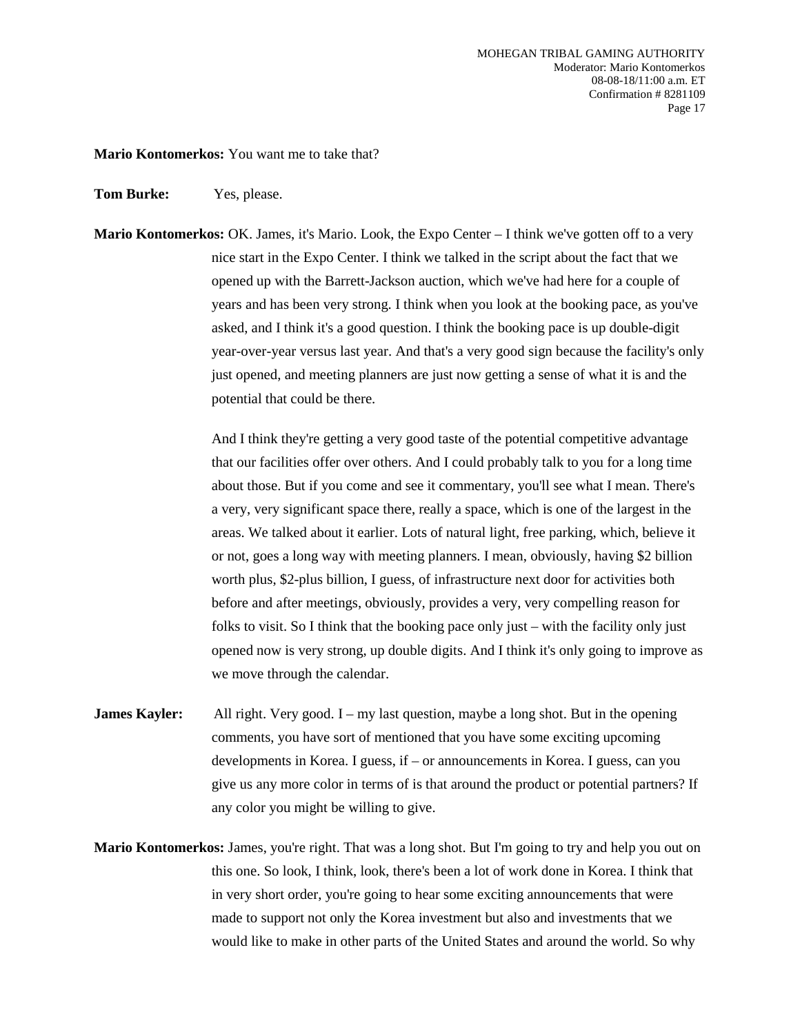**Mario Kontomerkos:** You want me to take that?

**Tom Burke:** Yes, please.

**Mario Kontomerkos:** OK. James, it's Mario. Look, the Expo Center – I think we've gotten off to a very nice start in the Expo Center. I think we talked in the script about the fact that we opened up with the Barrett-Jackson auction, which we've had here for a couple of years and has been very strong. I think when you look at the booking pace, as you've asked, and I think it's a good question. I think the booking pace is up double-digit year-over-year versus last year. And that's a very good sign because the facility's only just opened, and meeting planners are just now getting a sense of what it is and the potential that could be there.

And I think they're getting a very good taste of the potential competitive advantage that our facilities offer over others. And I could probably talk to you for a long time about those. But if you come and see it commentary, you'll see what I mean. There's a very, very significant space there, really a space, which is one of the largest in the areas. We talked about it earlier. Lots of natural light, free parking, which, believe it or not, goes a long way with meeting planners. I mean, obviously, having $2 billion worth plus, $2-plus billion, I guess, of infrastructure next door for activities both before and after meetings, obviously, provides a very, very compelling reason for folks to visit. So I think that the booking pace only just – with the facility only just opened now is very strong, up double digits. And I think it's only going to improve as we move through the calendar.

**James Kayler:** All right. Very good. I – my last question, maybe a long shot. But in the opening comments, you have sort of mentioned that you have some exciting upcoming developments in Korea. I guess, if – or announcements in Korea. I guess, can you give us any more color in terms of is that around the product or potential partners? If any color you might be willing to give.

**Mario Kontomerkos:** James, you're right. That was a long shot. But I'm going to try and help you out on this one. So look, I think, look, there's been a lot of work done in Korea. I think that in very short order, you're going to hear some exciting announcements that were made to support not only the Korea investment but also and investments that we would like to make in other parts of the United States and around the world. So why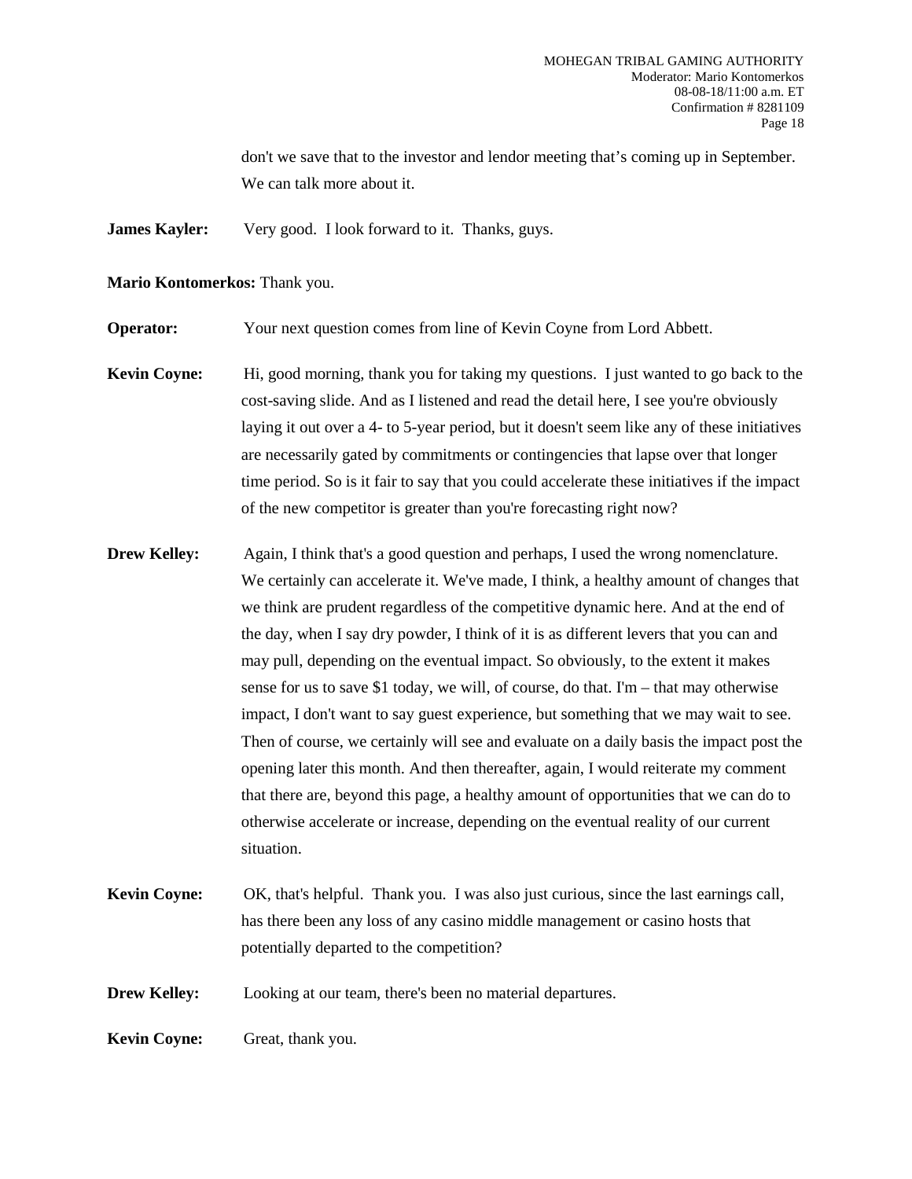don't we save that to the investor and lendor meeting that's coming up in September. We can talk more about it.

**James Kayler:** Very good. I look forward to it. Thanks, guys.

**Mario Kontomerkos:** Thank you.

**Operator:** Your next question comes from line of Kevin Coyne from Lord Abbett.

**Kevin Coyne:** Hi, good morning, thank you for taking my questions. I just wanted to go back to the cost-saving slide. And as I listened and read the detail here, I see you're obviously laying it out over a 4- to 5-year period, but it doesn't seem like any of these initiatives are necessarily gated by commitments or contingencies that lapse over that longer time period. So is it fair to say that you could accelerate these initiatives if the impact of the new competitor is greater than you're forecasting right now?

**Drew Kelley:** Again, I think that's a good question and perhaps, I used the wrong nomenclature. We certainly can accelerate it. We've made, I think, a healthy amount of changes that we think are prudent regardless of the competitive dynamic here. And at the end of the day, when I say dry powder, I think of it is as different levers that you can and may pull, depending on the eventual impact. So obviously, to the extent it makes sense for us to save $1 today, we will, of course, do that. I'm – that may otherwise impact, I don't want to say guest experience, but something that we may wait to see. Then of course, we certainly will see and evaluate on a daily basis the impact post the opening later this month. And then thereafter, again, I would reiterate my comment that there are, beyond this page, a healthy amount of opportunities that we can do to otherwise accelerate or increase, depending on the eventual reality of our current situation.

**Kevin Coyne:** OK, that's helpful. Thank you. I was also just curious, since the last earnings call, has there been any loss of any casino middle management or casino hosts that potentially departed to the competition?

**Drew Kelley:** Looking at our team, there's been no material departures.

**Kevin Coyne:** Great, thank you.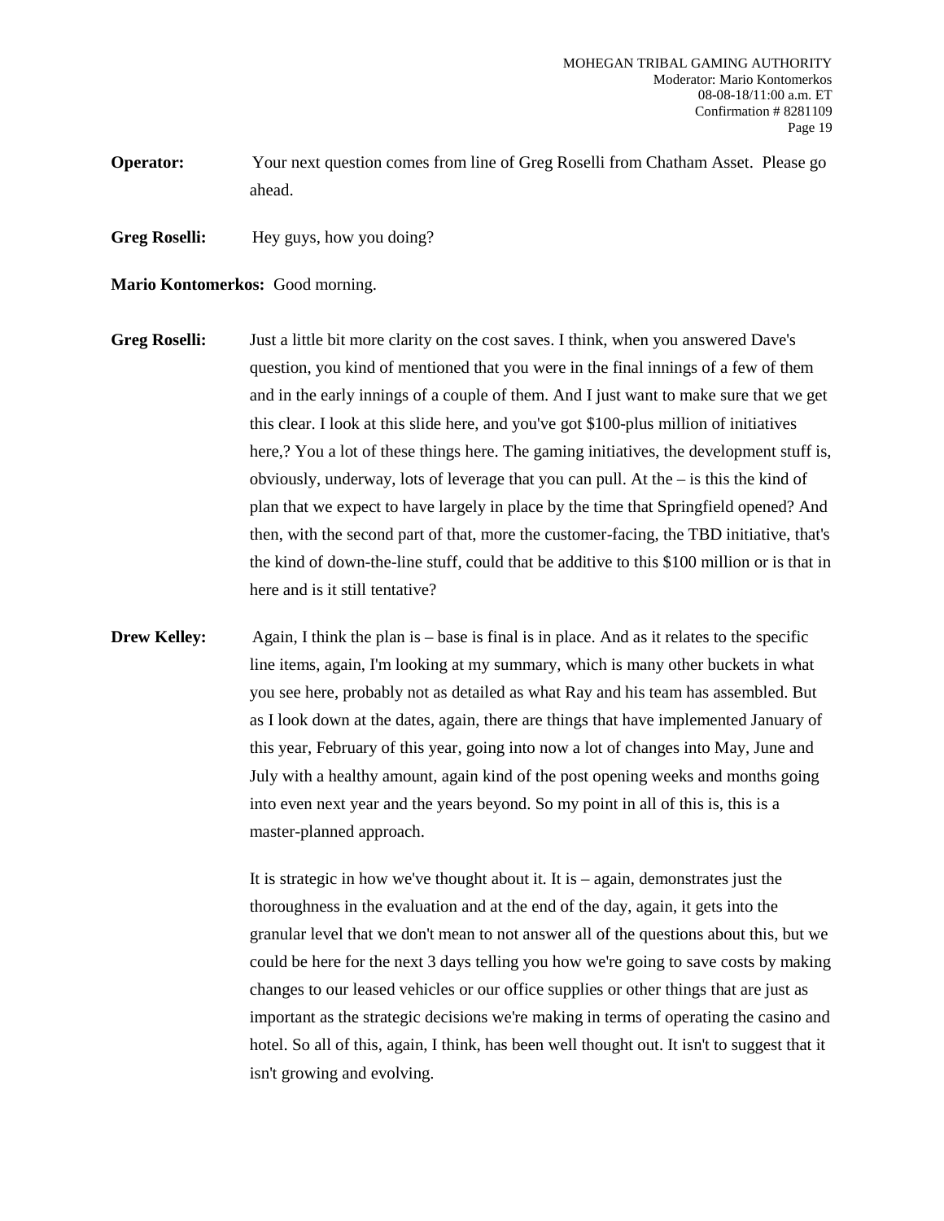**Operator:** Your next question comes from line of Greg Roselli from Chatham Asset. Please go ahead.

**Greg Roselli:** Hey guys, how you doing?

**Mario Kontomerkos:** Good morning.

**Greg Roselli:** Just a little bit more clarity on the cost saves. I think, when you answered Dave's question, you kind of mentioned that you were in the final innings of a few of them and in the early innings of a couple of them. And I just want to make sure that we get this clear. I look at this slide here, and you've got $100-plus million of initiatives here,? You a lot of these things here. The gaming initiatives, the development stuff is, obviously, underway, lots of leverage that you can pull. At the – is this the kind of plan that we expect to have largely in place by the time that Springfield opened? And then, with the second part of that, more the customer-facing, the TBD initiative, that's the kind of down-the-line stuff, could that be additive to this $100 million or is that in here and is it still tentative?

**Drew Kelley:** Again, I think the plan is – base is final is in place. And as it relates to the specific line items, again, I'm looking at my summary, which is many other buckets in what you see here, probably not as detailed as what Ray and his team has assembled. But as I look down at the dates, again, there are things that have implemented January of this year, February of this year, going into now a lot of changes into May, June and July with a healthy amount, again kind of the post opening weeks and months going into even next year and the years beyond. So my point in all of this is, this is a master-planned approach.

It is strategic in how we've thought about it. It is – again, demonstrates just the thoroughness in the evaluation and at the end of the day, again, it gets into the granular level that we don't mean to not answer all of the questions about this, but we could be here for the next 3 days telling you how we're going to save costs by making changes to our leased vehicles or our office supplies or other things that are just as important as the strategic decisions we're making in terms of operating the casino and hotel. So all of this, again, I think, has been well thought out. It isn't to suggest that it isn't growing and evolving.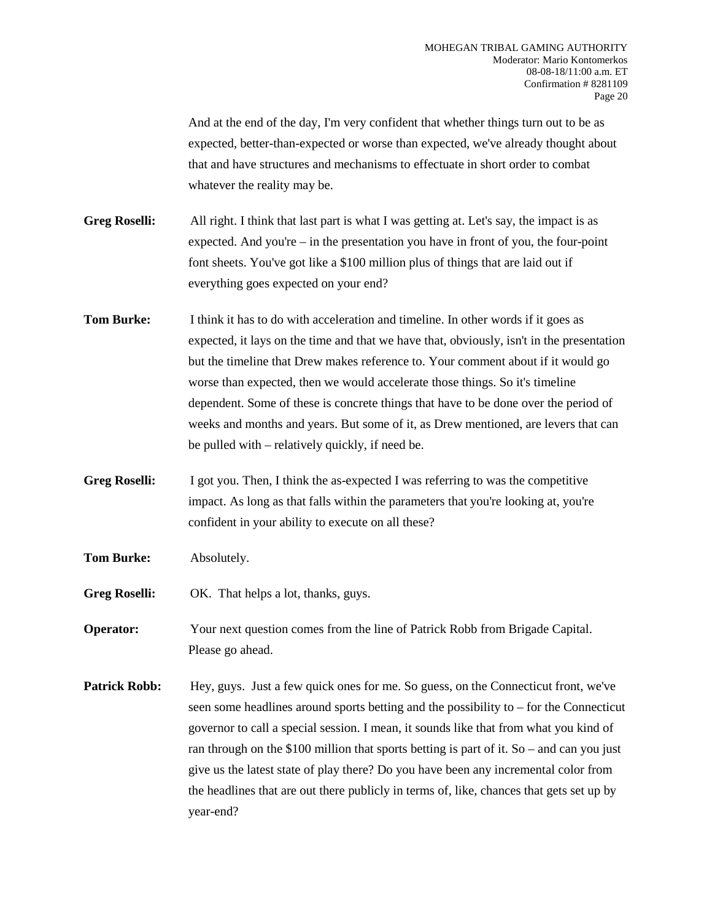And at the end of the day, I'm very confident that whether things turn out to be as expected, better-than-expected or worse than expected, we've already thought about that and have structures and mechanisms to effectuate in short order to combat whatever the reality may be.

**Greg Roselli:** All right. I think that last part is what I was getting at. Let's say, the impact is as expected. And you're – in the presentation you have in front of you, the four-point font sheets. You've got like a $100 million plus of things that are laid out if everything goes expected on your end?

**Tom Burke:** I think it has to do with acceleration and timeline. In other words if it goes as expected, it lays on the time and that we have that, obviously, isn't in the presentation but the timeline that Drew makes reference to. Your comment about if it would go worse than expected, then we would accelerate those things. So it's timeline dependent. Some of these is concrete things that have to be done over the period of weeks and months and years. But some of it, as Drew mentioned, are levers that can be pulled with – relatively quickly, if need be.

**Greg Roselli:** I got you. Then, I think the as-expected I was referring to was the competitive impact. As long as that falls within the parameters that you're looking at, you're confident in your ability to execute on all these?

**Tom Burke:** Absolutely.

**Greg Roselli:** OK. That helps a lot, thanks, guys.

**Operator:** Your next question comes from the line of Patrick Robb from Brigade Capital. Please go ahead.

**Patrick Robb:** Hey, guys. Just a few quick ones for me. So guess, on the Connecticut front, we've seen some headlines around sports betting and the possibility to – for the Connecticut governor to call a special session. I mean, it sounds like that from what you kind of ran through on the $100 million that sports betting is part of it. So – and can you just give us the latest state of play there? Do you have been any incremental color from the headlines that are out there publicly in terms of, like, chances that gets set up by year-end?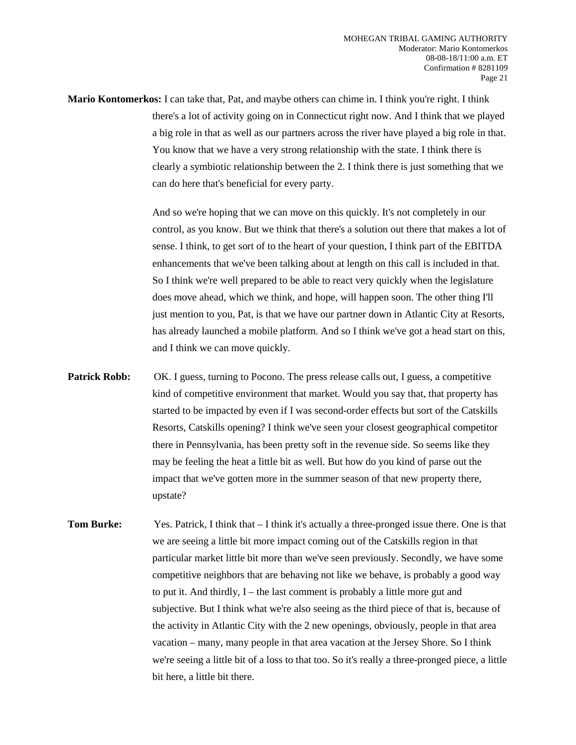**Mario Kontomerkos:** I can take that, Pat, and maybe others can chime in. I think you're right. I think there's a lot of activity going on in Connecticut right now. And I think that we played a big role in that as well as our partners across the river have played a big role in that. You know that we have a very strong relationship with the state. I think there is clearly a symbiotic relationship between the 2. I think there is just something that we can do here that's beneficial for every party.

And so we're hoping that we can move on this quickly. It's not completely in our control, as you know. But we think that there's a solution out there that makes a lot of sense. I think, to get sort of to the heart of your question, I think part of the EBITDA enhancements that we've been talking about at length on this call is included in that. So I think we're well prepared to be able to react very quickly when the legislature does move ahead, which we think, and hope, will happen soon. The other thing I'll just mention to you, Pat, is that we have our partner down in Atlantic City at Resorts, has already launched a mobile platform. And so I think we've got a head start on this, and I think we can move quickly.

**Patrick Robb:** OK. I guess, turning to Pocono. The press release calls out, I guess, a competitive kind of competitive environment that market. Would you say that, that property has started to be impacted by even if I was second-order effects but sort of the Catskills Resorts, Catskills opening? I think we've seen your closest geographical competitor there in Pennsylvania, has been pretty soft in the revenue side. So seems like they may be feeling the heat a little bit as well. But how do you kind of parse out the impact that we've gotten more in the summer season of that new property there, upstate?

**Tom Burke:** Yes. Patrick, I think that – I think it's actually a three-pronged issue there. One is that we are seeing a little bit more impact coming out of the Catskills region in that particular market little bit more than we've seen previously. Secondly, we have some competitive neighbors that are behaving not like we behave, is probably a good way to put it. And thirdly, I – the last comment is probably a little more gut and subjective. But I think what we're also seeing as the third piece of that is, because of the activity in Atlantic City with the 2 new openings, obviously, people in that area vacation – many, many people in that area vacation at the Jersey Shore. So I think we're seeing a little bit of a loss to that too. So it's really a three-pronged piece, a little bit here, a little bit there.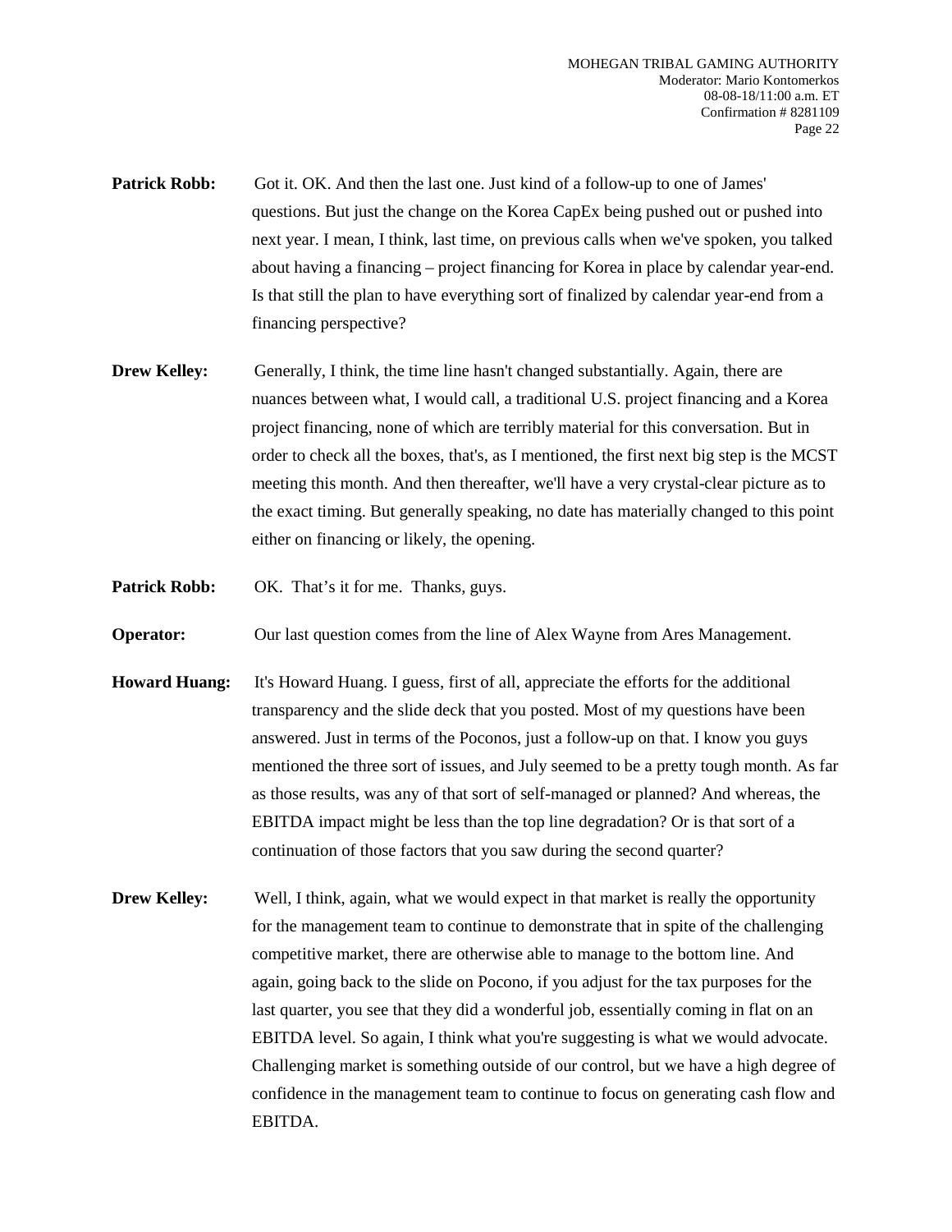**Patrick Robb:** Got it. OK. And then the last one. Just kind of a follow-up to one of James' questions. But just the change on the Korea CapEx being pushed out or pushed into next year. I mean, I think, last time, on previous calls when we've spoken, you talked about having a financing – project financing for Korea in place by calendar year-end. Is that still the plan to have everything sort of finalized by calendar year-end from a financing perspective?

**Drew Kelley:** Generally, I think, the time line hasn't changed substantially. Again, there are nuances between what, I would call, a traditional U.S. project financing and a Korea project financing, none of which are terribly material for this conversation. But in order to check all the boxes, that's, as I mentioned, the first next big step is the MCST meeting this month. And then thereafter, we'll have a very crystal-clear picture as to the exact timing. But generally speaking, no date has materially changed to this point either on financing or likely, the opening.

**Patrick Robb:** OK. That's it for me. Thanks, guys.

**Operator:** Our last question comes from the line of Alex Wayne from Ares Management.

**Howard Huang:** It's Howard Huang. I guess, first of all, appreciate the efforts for the additional transparency and the slide deck that you posted. Most of my questions have been answered. Just in terms of the Poconos, just a follow-up on that. I know you guys mentioned the three sort of issues, and July seemed to be a pretty tough month. As far as those results, was any of that sort of self-managed or planned? And whereas, the EBITDA impact might be less than the top line degradation? Or is that sort of a continuation of those factors that you saw during the second quarter?

**Drew Kelley:** Well, I think, again, what we would expect in that market is really the opportunity for the management team to continue to demonstrate that in spite of the challenging competitive market, there are otherwise able to manage to the bottom line. And again, going back to the slide on Pocono, if you adjust for the tax purposes for the last quarter, you see that they did a wonderful job, essentially coming in flat on an EBITDA level. So again, I think what you're suggesting is what we would advocate. Challenging market is something outside of our control, but we have a high degree of confidence in the management team to continue to focus on generating cash flow and EBITDA.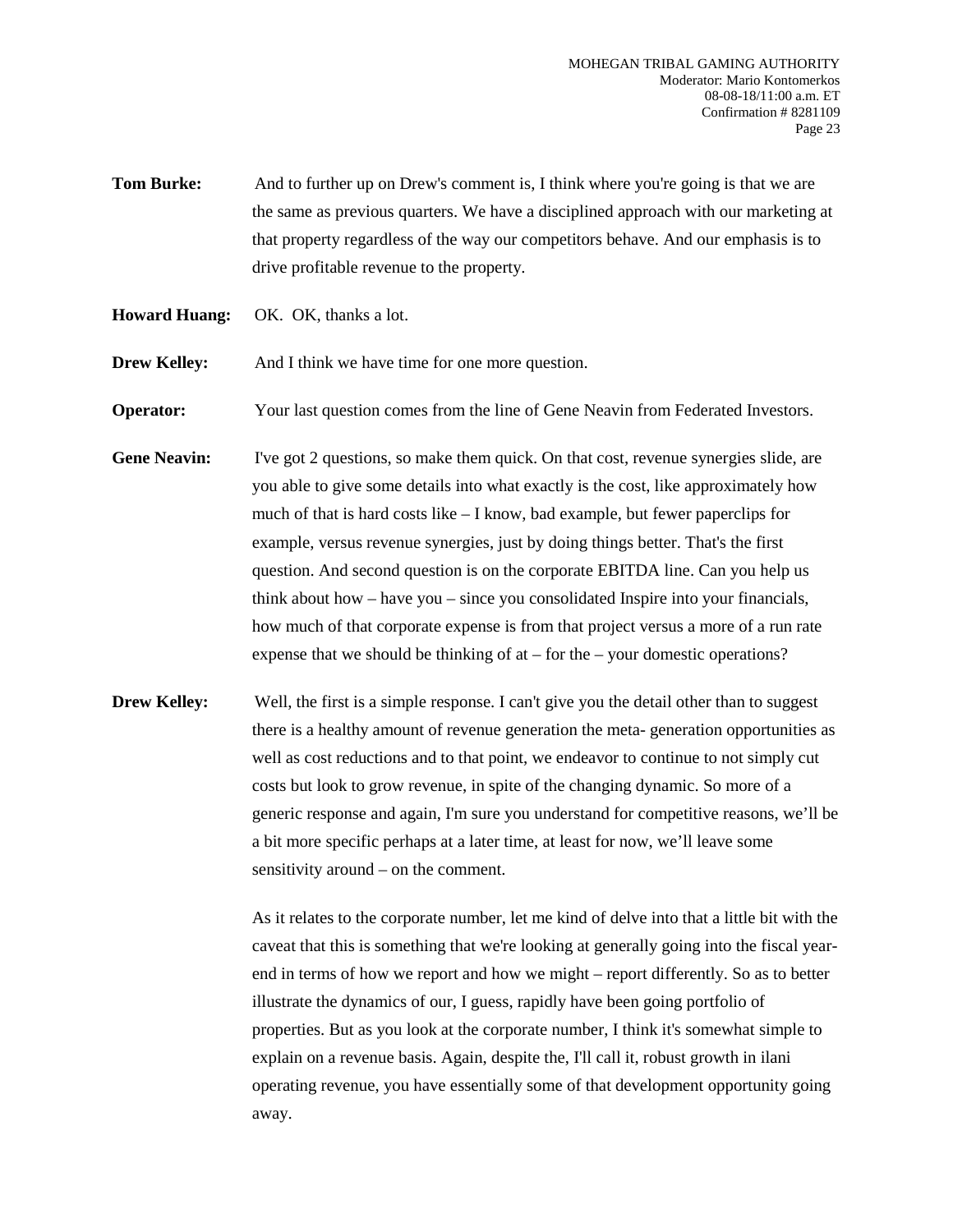**Tom Burke:** And to further up on Drew's comment is, I think where you're going is that we are the same as previous quarters. We have a disciplined approach with our marketing at that property regardless of the way our competitors behave. And our emphasis is to drive profitable revenue to the property.

**Howard Huang:** OK. OK, thanks a lot.

**Drew Kelley:** And I think we have time for one more question.

**Operator:** Your last question comes from the line of Gene Neavin from Federated Investors.

**Gene Neavin:** I've got 2 questions, so make them quick. On that cost, revenue synergies slide, are you able to give some details into what exactly is the cost, like approximately how much of that is hard costs like – I know, bad example, but fewer paperclips for example, versus revenue synergies, just by doing things better. That's the first question. And second question is on the corporate EBITDA line. Can you help us think about how – have you – since you consolidated Inspire into your financials, how much of that corporate expense is from that project versus a more of a run rate expense that we should be thinking of at – for the – your domestic operations?

**Drew Kelley:** Well, the first is a simple response. I can't give you the detail other than to suggest there is a healthy amount of revenue generation the meta- generation opportunities as well as cost reductions and to that point, we endeavor to continue to not simply cut costs but look to grow revenue, in spite of the changing dynamic. So more of a generic response and again, I'm sure you understand for competitive reasons, we'll be a bit more specific perhaps at a later time, at least for now, we'll leave some sensitivity around – on the comment.

As it relates to the corporate number, let me kind of delve into that a little bit with the caveat that this is something that we're looking at generally going into the fiscal year-end in terms of how we report and how we might – report differently. So as to better illustrate the dynamics of our, I guess, rapidly have been going portfolio of properties. But as you look at the corporate number, I think it's somewhat simple to explain on a revenue basis. Again, despite the, I'll call it, robust growth in ilani operating revenue, you have essentially some of that development opportunity going away.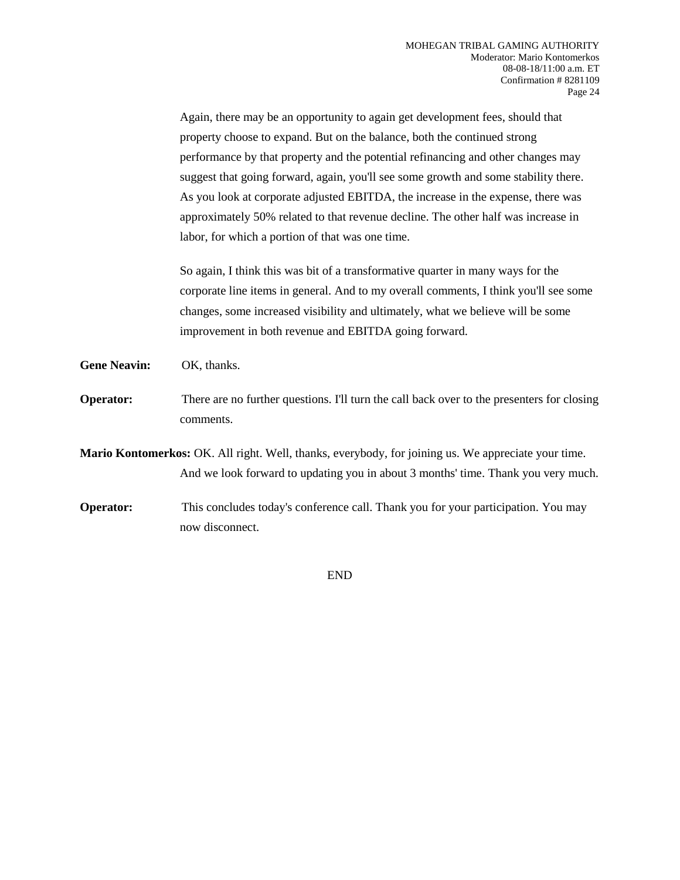Again, there may be an opportunity to again get development fees, should that property choose to expand. But on the balance, both the continued strong performance by that property and the potential refinancing and other changes may suggest that going forward, again, you'll see some growth and some stability there. As you look at corporate adjusted EBITDA, the increase in the expense, there was approximately 50% related to that revenue decline. The other half was increase in labor, for which a portion of that was one time.

So again, I think this was bit of a transformative quarter in many ways for the corporate line items in general. And to my overall comments, I think you'll see some changes, some increased visibility and ultimately, what we believe will be some improvement in both revenue and EBITDA going forward.

**Gene Neavin:** OK, thanks.

**Operator:** There are no further questions. I'll turn the call back over to the presenters for closing comments.

**Mario Kontomerkos:** OK. All right. Well, thanks, everybody, for joining us. We appreciate your time. And we look forward to updating you in about 3 months' time. Thank you very much.

**Operator:** This concludes today's conference call. Thank you for your participation. You may now disconnect.

END